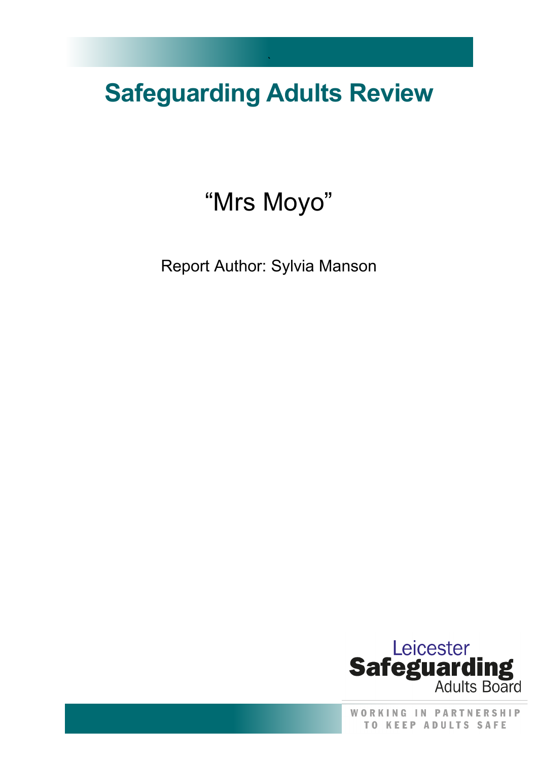# Safeguarding Adults Review

“Mrs Moyo”

Report Author: Sylvia Manson

Leicester Safeguarding Adults Board

WORKING IN PARTNERSHIP TO KEEP ADULTS SAFE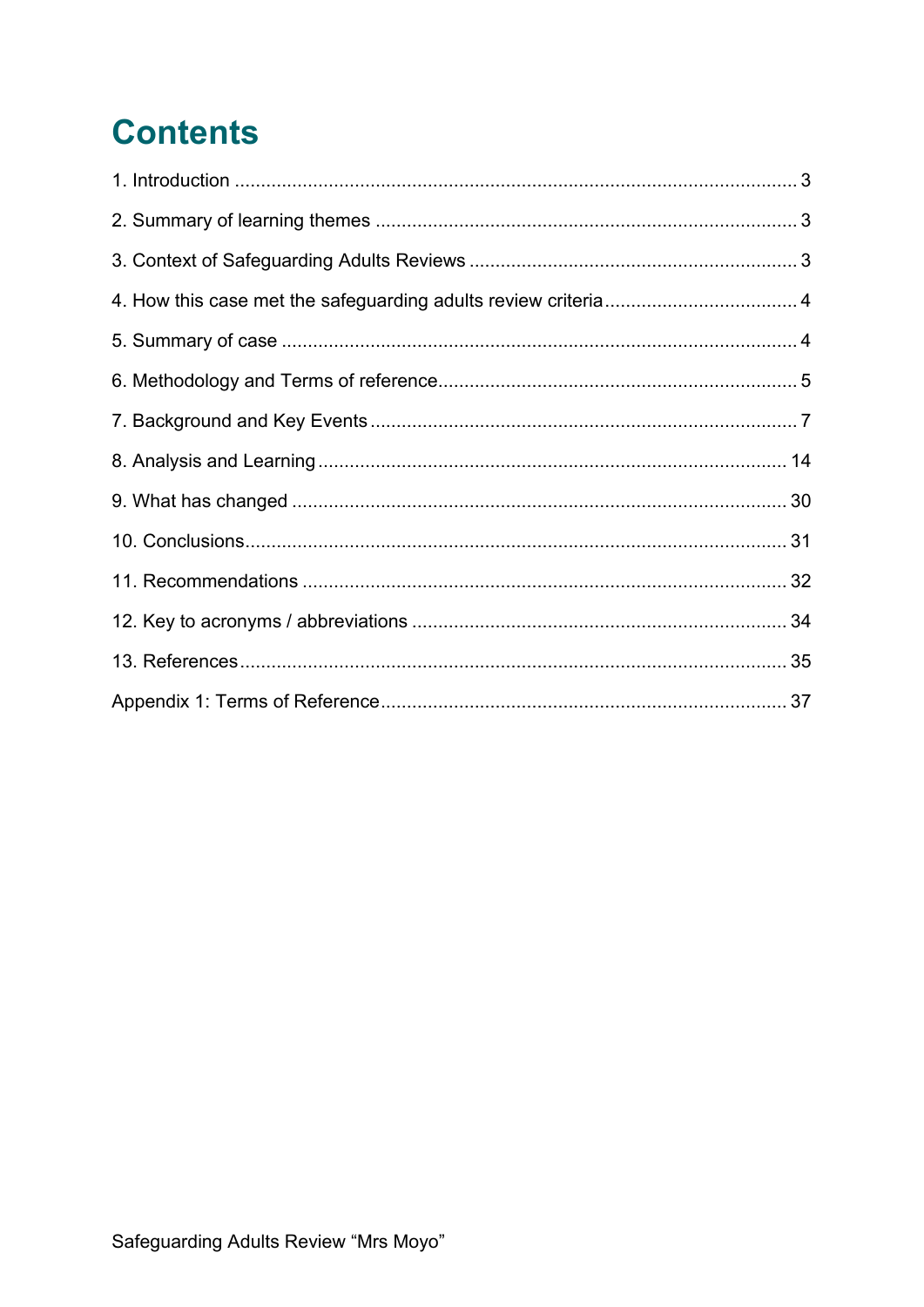# Contents

1. Introduction ........................................................................................................ 3
2. Summary of learning themes ............................................................................... 3
3. Context of Safeguarding Adults Reviews ............................................................. 3
4. How this case met the safeguarding adults review criteria .................................... 4
5. Summary of case ................................................................................................ 4
6. Methodology and Terms of reference .................................................................... 5
7. Background and Key Events ................................................................................ 7
8. Analysis and Learning ........................................................................................ 14
9. What has changed ............................................................................................ 30
10. Conclusions ...................................................................................................... 31
11. Recommendations ........................................................................................... 32
12. Key to acronyms / abbreviations ...................................................................... 34
13. References ....................................................................................................... 35

Appendix 1: Terms of Reference ............................................................................ 37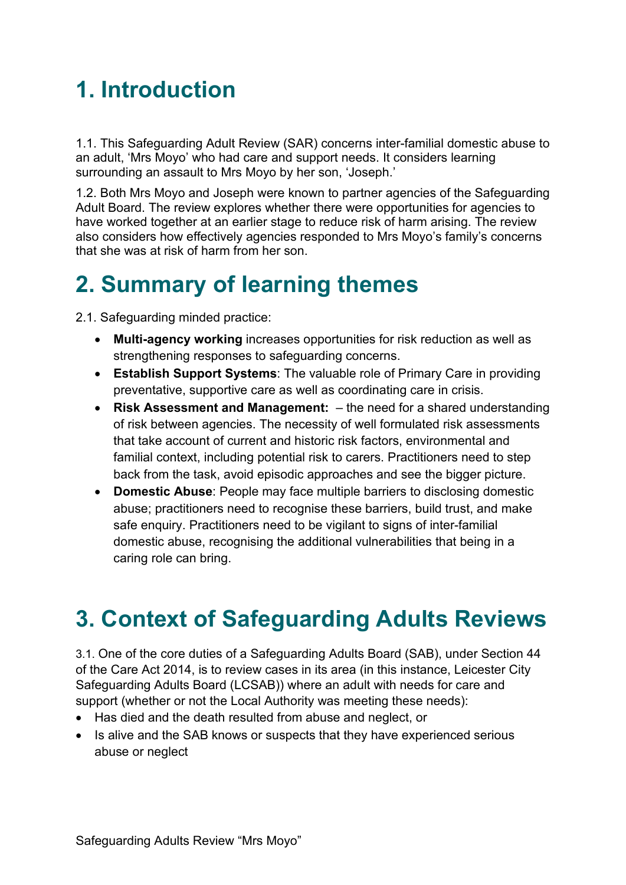# 1. Introduction

1.1. This Safeguarding Adult Review (SAR) concerns inter-familial domestic abuse to an adult, 'Mrs Moyo' who had care and support needs. It considers learning surrounding an assault to Mrs Moyo by her son, 'Joseph.'

1.2. Both Mrs Moyo and Joseph were known to partner agencies of the Safeguarding Adult Board. The review explores whether there were opportunities for agencies to have worked together at an earlier stage to reduce risk of harm arising. The review also considers how effectively agencies responded to Mrs Moyo's family's concerns that she was at risk of harm from her son.

# 2. Summary of learning themes

2.1. Safeguarding minded practice:

- **Multi-agency working** increases opportunities for risk reduction as well as strengthening responses to safeguarding concerns.
- **Establish Support Systems**: The valuable role of Primary Care in providing preventative, supportive care as well as coordinating care in crisis.
- **Risk Assessment and Management:** – the need for a shared understanding of risk between agencies. The necessity of well formulated risk assessments that take account of current and historic risk factors, environmental and familial context, including potential risk to carers. Practitioners need to step back from the task, avoid episodic approaches and see the bigger picture.
- **Domestic Abuse**: People may face multiple barriers to disclosing domestic abuse; practitioners need to recognise these barriers, build trust, and make safe enquiry. Practitioners need to be vigilant to signs of inter-familial domestic abuse, recognising the additional vulnerabilities that being in a caring role can bring.

# 3. Context of Safeguarding Adults Reviews

3.1. One of the core duties of a Safeguarding Adults Board (SAB), under Section 44 of the Care Act 2014, is to review cases in its area (in this instance, Leicester City Safeguarding Adults Board (LCSAB)) where an adult with needs for care and support (whether or not the Local Authority was meeting these needs):

- Has died and the death resulted from abuse and neglect, or
- Is alive and the SAB knows or suspects that they have experienced serious abuse or neglect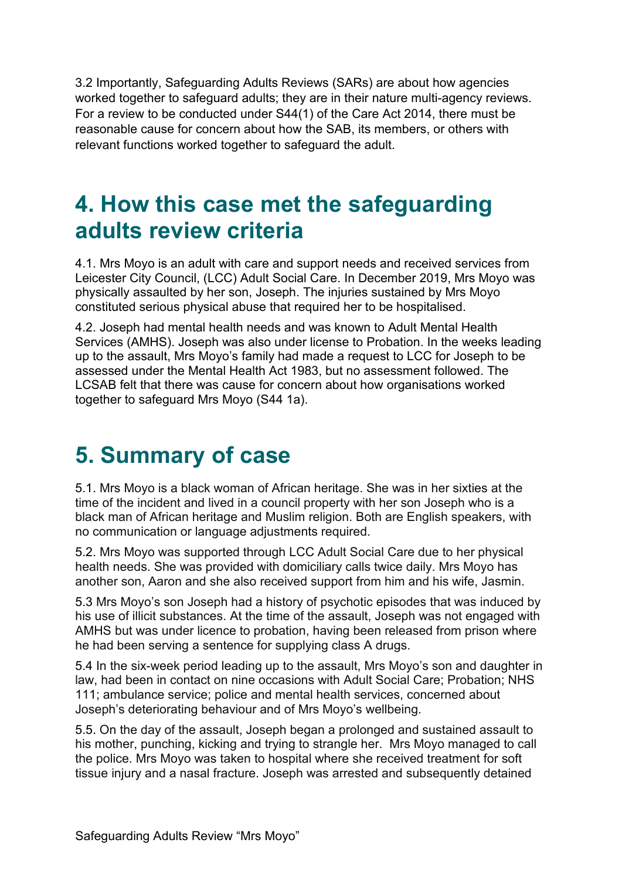3.2 Importantly, Safeguarding Adults Reviews (SARs) are about how agencies worked together to safeguard adults; they are in their nature multi-agency reviews. For a review to be conducted under S44(1) of the Care Act 2014, there must be reasonable cause for concern about how the SAB, its members, or others with relevant functions worked together to safeguard the adult.

# 4. How this case met the safeguarding adults review criteria

4.1. Mrs Moyo is an adult with care and support needs and received services from Leicester City Council, (LCC) Adult Social Care. In December 2019, Mrs Moyo was physically assaulted by her son, Joseph. The injuries sustained by Mrs Moyo constituted serious physical abuse that required her to be hospitalised.

4.2. Joseph had mental health needs and was known to Adult Mental Health Services (AMHS). Joseph was also under license to Probation. In the weeks leading up to the assault, Mrs Moyo's family had made a request to LCC for Joseph to be assessed under the Mental Health Act 1983, but no assessment followed. The LCSAB felt that there was cause for concern about how organisations worked together to safeguard Mrs Moyo (S44 1a).

# 5. Summary of case

5.1. Mrs Moyo is a black woman of African heritage. She was in her sixties at the time of the incident and lived in a council property with her son Joseph who is a black man of African heritage and Muslim religion. Both are English speakers, with no communication or language adjustments required.

5.2. Mrs Moyo was supported through LCC Adult Social Care due to her physical health needs. She was provided with domiciliary calls twice daily. Mrs Moyo has another son, Aaron and she also received support from him and his wife, Jasmin.

5.3 Mrs Moyo's son Joseph had a history of psychotic episodes that was induced by his use of illicit substances. At the time of the assault, Joseph was not engaged with AMHS but was under licence to probation, having been released from prison where he had been serving a sentence for supplying class A drugs.

5.4 In the six-week period leading up to the assault, Mrs Moyo's son and daughter in law, had been in contact on nine occasions with Adult Social Care; Probation; NHS 111; ambulance service; police and mental health services, concerned about Joseph's deteriorating behaviour and of Mrs Moyo's wellbeing.

5.5. On the day of the assault, Joseph began a prolonged and sustained assault to his mother, punching, kicking and trying to strangle her. Mrs Moyo managed to call the police. Mrs Moyo was taken to hospital where she received treatment for soft tissue injury and a nasal fracture. Joseph was arrested and subsequently detained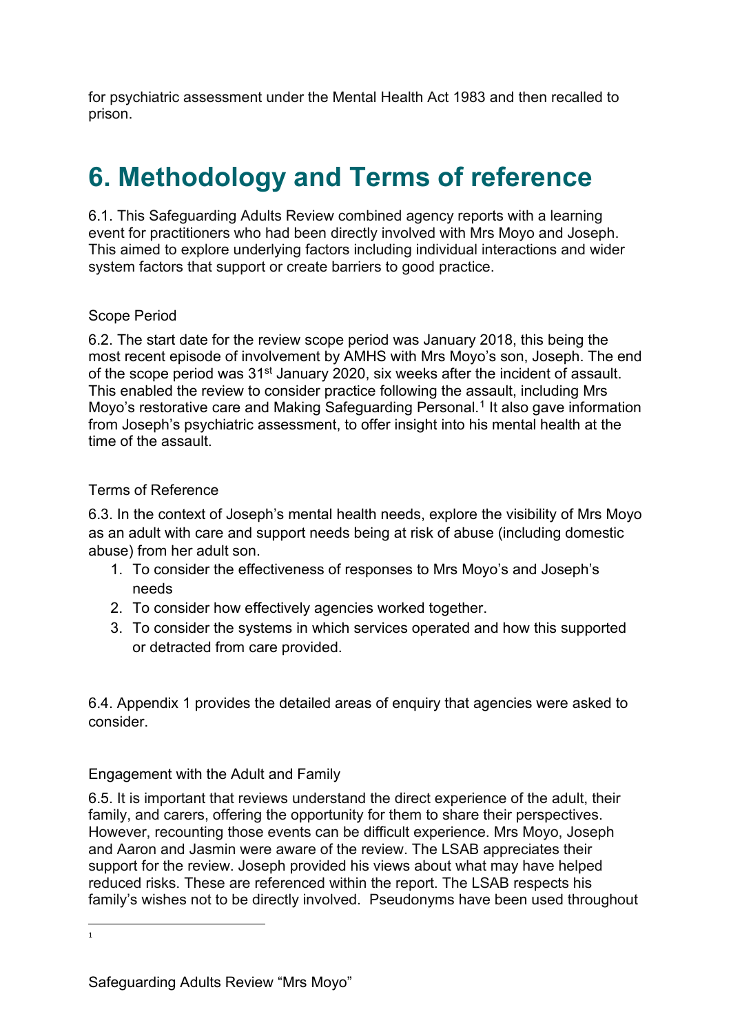for psychiatric assessment under the Mental Health Act 1983 and then recalled to prison.

# 6. Methodology and Terms of reference

6.1. This Safeguarding Adults Review combined agency reports with a learning event for practitioners who had been directly involved with Mrs Moyo and Joseph. This aimed to explore underlying factors including individual interactions and wider system factors that support or create barriers to good practice.

Scope Period

6.2. The start date for the review scope period was January 2018, this being the most recent episode of involvement by AMHS with Mrs Moyo's son, Joseph. The end of the scope period was 31st January 2020, six weeks after the incident of assault. This enabled the review to consider practice following the assault, including Mrs Moyo's restorative care and Making Safeguarding Personal.[1] It also gave information from Joseph's psychiatric assessment, to offer insight into his mental health at the time of the assault.

Terms of Reference

6.3. In the context of Joseph's mental health needs, explore the visibility of Mrs Moyo as an adult with care and support needs being at risk of abuse (including domestic abuse) from her adult son.

1. To consider the effectiveness of responses to Mrs Moyo's and Joseph's needs
2. To consider how effectively agencies worked together.
3. To consider the systems in which services operated and how this supported or detracted from care provided.

6.4. Appendix 1 provides the detailed areas of enquiry that agencies were asked to consider.

Engagement with the Adult and Family

6.5. It is important that reviews understand the direct experience of the adult, their family, and carers, offering the opportunity for them to share their perspectives. However, recounting those events can be difficult experience. Mrs Moyo, Joseph and Aaron and Jasmin were aware of the review. The LSAB appreciates their support for the review. Joseph provided his views about what may have helped reduced risks. These are referenced within the report. The LSAB respects his family's wishes not to be directly involved. Pseudonyms have been used throughout

[1]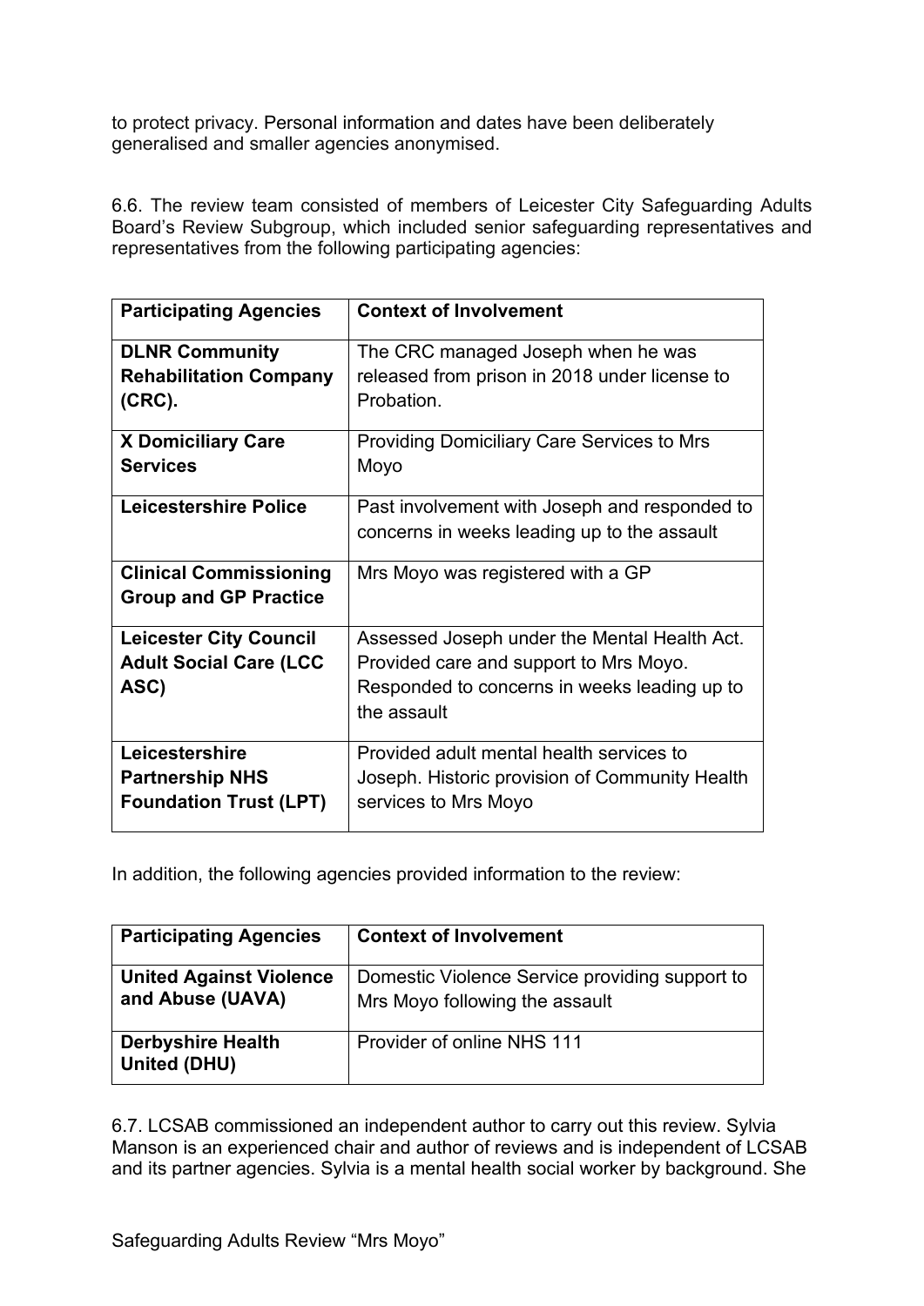to protect privacy. Personal information and dates have been deliberately generalised and smaller agencies anonymised.

6.6. The review team consisted of members of Leicester City Safeguarding Adults Board's Review Subgroup, which included senior safeguarding representatives and representatives from the following participating agencies:

| Participating Agencies | Context of Involvement |
|---|---|
| **DLNR Community Rehabilitation Company (CRC).** | The CRC managed Joseph when he was released from prison in 2018 under license to Probation. |
| **X Domiciliary Care Services** | Providing Domiciliary Care Services to Mrs Moyo |
| **Leicestershire Police** | Past involvement with Joseph and responded to concerns in weeks leading up to the assault |
| **Clinical Commissioning Group and GP Practice** | Mrs Moyo was registered with a GP |
| **Leicester City Council Adult Social Care (LCC ASC)** | Assessed Joseph under the Mental Health Act. Provided care and support to Mrs Moyo. Responded to concerns in weeks leading up to the assault |
| **Leicestershire Partnership NHS Foundation Trust (LPT)** | Provided adult mental health services to Joseph. Historic provision of Community Health services to Mrs Moyo |

In addition, the following agencies provided information to the review:

| Participating Agencies | Context of Involvement |
|---|---|
| **United Against Violence and Abuse (UAVA)** | Domestic Violence Service providing support to Mrs Moyo following the assault |
| **Derbyshire Health United (DHU)** | Provider of online NHS 111 |

6.7. LCSAB commissioned an independent author to carry out this review. Sylvia Manson is an experienced chair and author of reviews and is independent of LCSAB and its partner agencies. Sylvia is a mental health social worker by background. She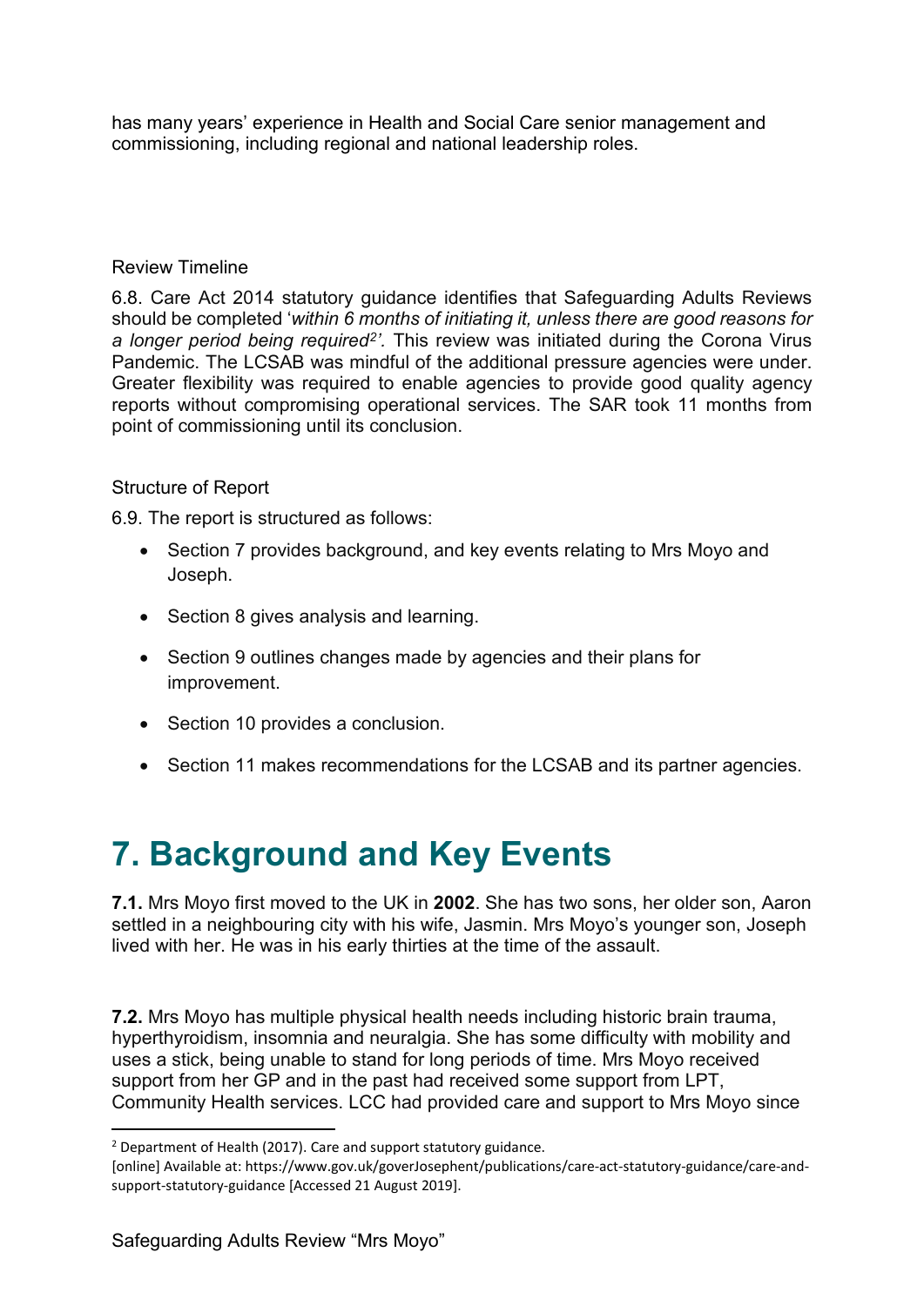has many years' experience in Health and Social Care senior management and commissioning, including regional and national leadership roles.

Review Timeline

6.8. Care Act 2014 statutory guidance identifies that Safeguarding Adults Reviews should be completed '*within 6 months of initiating it, unless there are good reasons for a longer period being required*[2]*'.* This review was initiated during the Corona Virus Pandemic. The LCSAB was mindful of the additional pressure agencies were under. Greater flexibility was required to enable agencies to provide good quality agency reports without compromising operational services. The SAR took 11 months from point of commissioning until its conclusion.

Structure of Report

6.9. The report is structured as follows:

- Section 7 provides background, and key events relating to Mrs Moyo and Joseph.
- Section 8 gives analysis and learning.
- Section 9 outlines changes made by agencies and their plans for improvement.
- Section 10 provides a conclusion.
- Section 11 makes recommendations for the LCSAB and its partner agencies.

# 7. Background and Key Events

**7.1.** Mrs Moyo first moved to the UK in **2002**. She has two sons, her older son, Aaron settled in a neighbouring city with his wife, Jasmin. Mrs Moyo's younger son, Joseph lived with her. He was in his early thirties at the time of the assault.

**7.2.** Mrs Moyo has multiple physical health needs including historic brain trauma, hyperthyroidism, insomnia and neuralgia. She has some difficulty with mobility and uses a stick, being unable to stand for long periods of time. Mrs Moyo received support from her GP and in the past had received some support from LPT, Community Health services. LCC had provided care and support to Mrs Moyo since

[2] Department of Health (2017). Care and support statutory guidance. [online] Available at: https://www.gov.uk/goverJosephent/publications/care-act-statutory-guidance/care-and-support-statutory-guidance [Accessed 21 August 2019].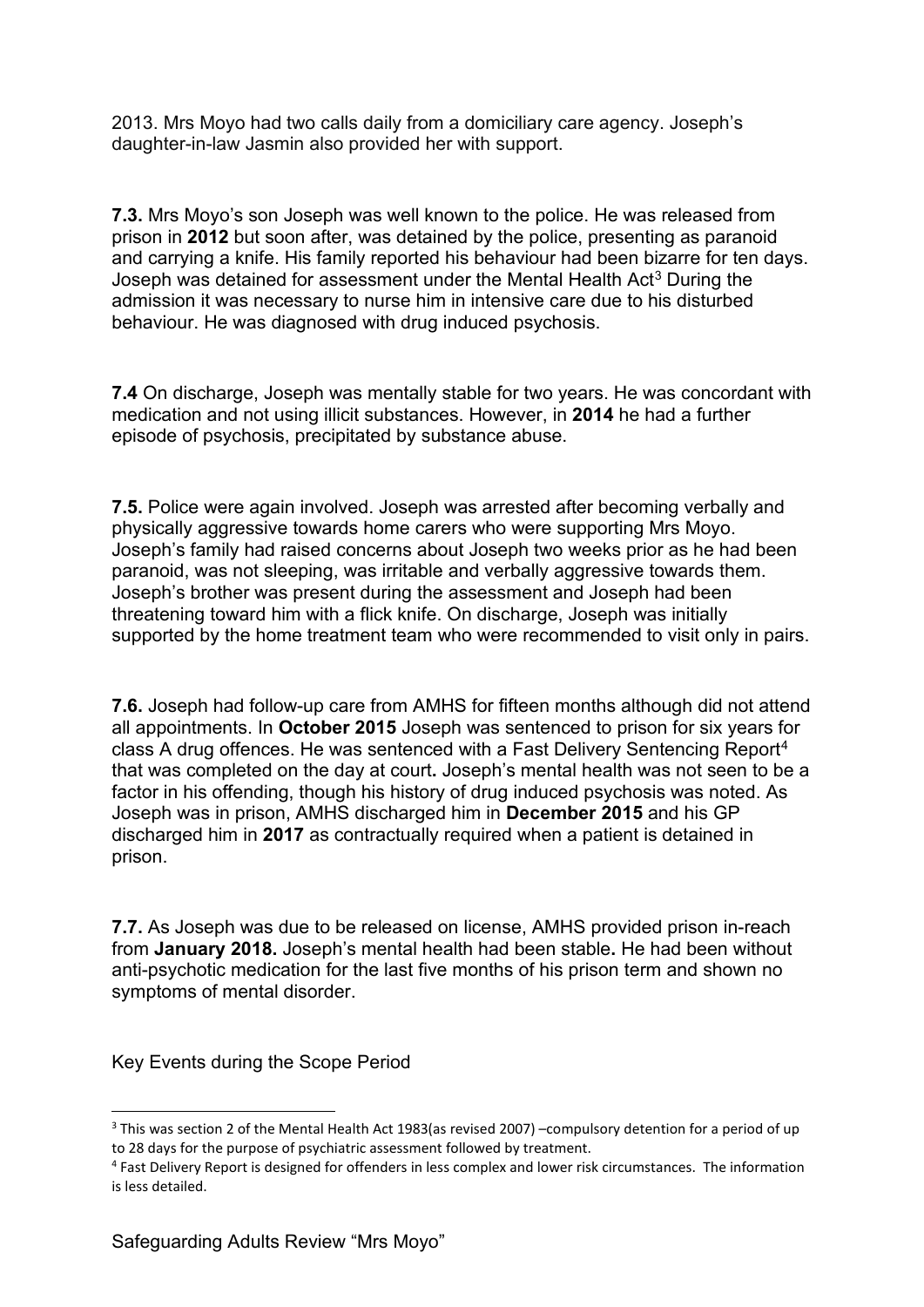2013. Mrs Moyo had two calls daily from a domiciliary care agency. Joseph's daughter-in-law Jasmin also provided her with support.

**7.3.** Mrs Moyo's son Joseph was well known to the police. He was released from prison in **2012** but soon after, was detained by the police, presenting as paranoid and carrying a knife. His family reported his behaviour had been bizarre for ten days. Joseph was detained for assessment under the Mental Health Act[3] During the admission it was necessary to nurse him in intensive care due to his disturbed behaviour. He was diagnosed with drug induced psychosis.

**7.4** On discharge, Joseph was mentally stable for two years. He was concordant with medication and not using illicit substances. However, in **2014** he had a further episode of psychosis, precipitated by substance abuse.

**7.5.** Police were again involved. Joseph was arrested after becoming verbally and physically aggressive towards home carers who were supporting Mrs Moyo. Joseph's family had raised concerns about Joseph two weeks prior as he had been paranoid, was not sleeping, was irritable and verbally aggressive towards them. Joseph's brother was present during the assessment and Joseph had been threatening toward him with a flick knife. On discharge, Joseph was initially supported by the home treatment team who were recommended to visit only in pairs.

**7.6.** Joseph had follow-up care from AMHS for fifteen months although did not attend all appointments. In **October 2015** Joseph was sentenced to prison for six years for class A drug offences. He was sentenced with a Fast Delivery Sentencing Report[4] that was completed on the day at court**.** Joseph's mental health was not seen to be a factor in his offending, though his history of drug induced psychosis was noted. As Joseph was in prison, AMHS discharged him in **December 2015** and his GP discharged him in **2017** as contractually required when a patient is detained in prison.

**7.7.** As Joseph was due to be released on license, AMHS provided prison in-reach from **January 2018.** Joseph's mental health had been stable**.** He had been without anti-psychotic medication for the last five months of his prison term and shown no symptoms of mental disorder.

Key Events during the Scope Period

---

[3] This was section 2 of the Mental Health Act 1983(as revised 2007) –compulsory detention for a period of up to 28 days for the purpose of psychiatric assessment followed by treatment.

[4] Fast Delivery Report is designed for offenders in less complex and lower risk circumstances. The information is less detailed.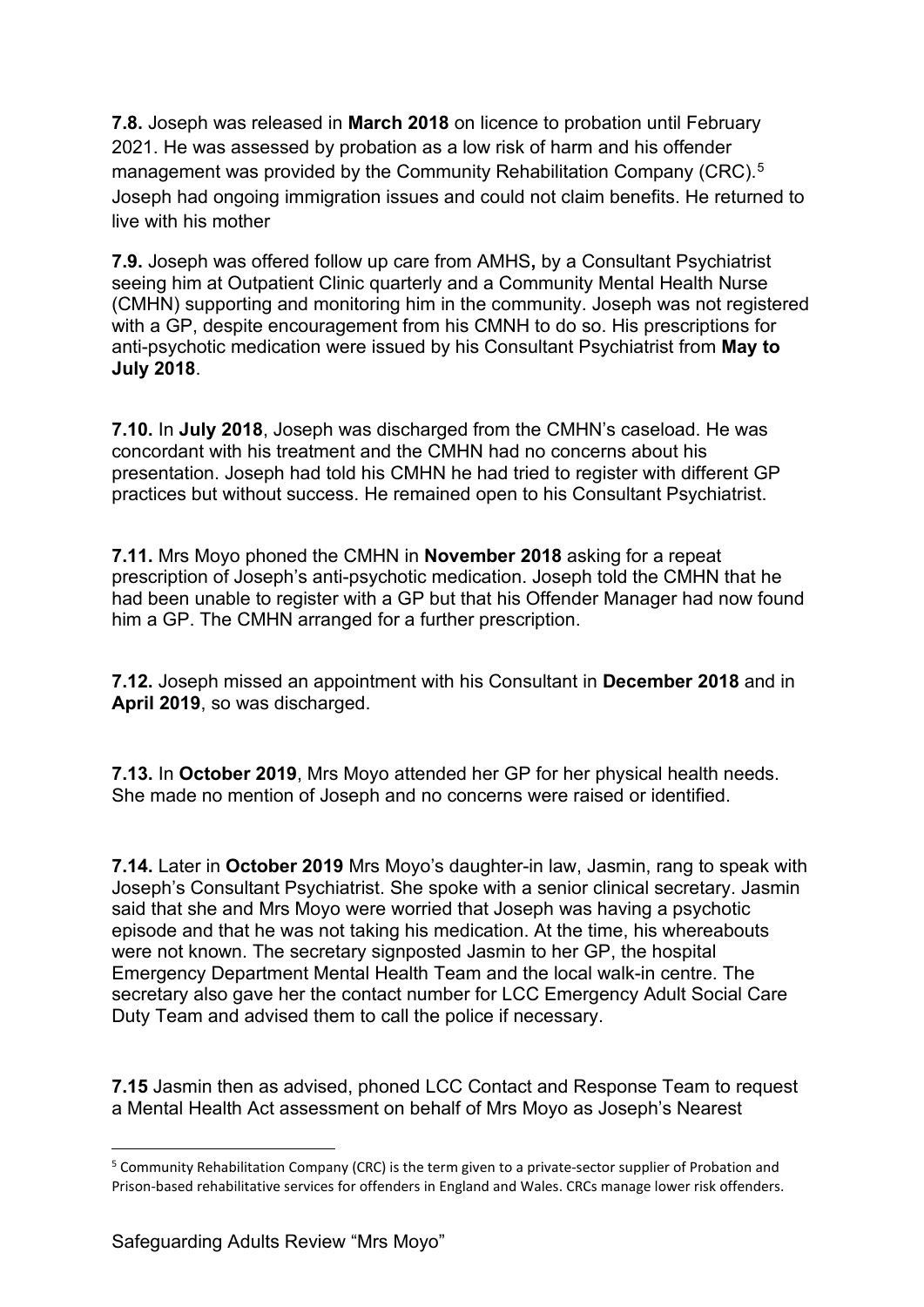**7.8.** Joseph was released in **March 2018** on licence to probation until February 2021. He was assessed by probation as a low risk of harm and his offender management was provided by the Community Rehabilitation Company (CRC).[5] Joseph had ongoing immigration issues and could not claim benefits. He returned to live with his mother

**7.9.** Joseph was offered follow up care from AMHS**,** by a Consultant Psychiatrist seeing him at Outpatient Clinic quarterly and a Community Mental Health Nurse (CMHN) supporting and monitoring him in the community. Joseph was not registered with a GP, despite encouragement from his CMNH to do so. His prescriptions for anti-psychotic medication were issued by his Consultant Psychiatrist from **May to July 2018**.

**7.10.** In **July 2018**, Joseph was discharged from the CMHN's caseload. He was concordant with his treatment and the CMHN had no concerns about his presentation. Joseph had told his CMHN he had tried to register with different GP practices but without success. He remained open to his Consultant Psychiatrist.

**7.11.** Mrs Moyo phoned the CMHN in **November 2018** asking for a repeat prescription of Joseph's anti-psychotic medication. Joseph told the CMHN that he had been unable to register with a GP but that his Offender Manager had now found him a GP. The CMHN arranged for a further prescription.

**7.12.** Joseph missed an appointment with his Consultant in **December 2018** and in **April 2019**, so was discharged.

**7.13.** In **October 2019**, Mrs Moyo attended her GP for her physical health needs. She made no mention of Joseph and no concerns were raised or identified.

**7.14.** Later in **October 2019** Mrs Moyo's daughter-in law, Jasmin, rang to speak with Joseph's Consultant Psychiatrist. She spoke with a senior clinical secretary. Jasmin said that she and Mrs Moyo were worried that Joseph was having a psychotic episode and that he was not taking his medication. At the time, his whereabouts were not known. The secretary signposted Jasmin to her GP, the hospital Emergency Department Mental Health Team and the local walk-in centre. The secretary also gave her the contact number for LCC Emergency Adult Social Care Duty Team and advised them to call the police if necessary.

**7.15** Jasmin then as advised, phoned LCC Contact and Response Team to request a Mental Health Act assessment on behalf of Mrs Moyo as Joseph's Nearest

[5] Community Rehabilitation Company (CRC) is the term given to a private-sector supplier of Probation and Prison-based rehabilitative services for offenders in England and Wales. CRCs manage lower risk offenders.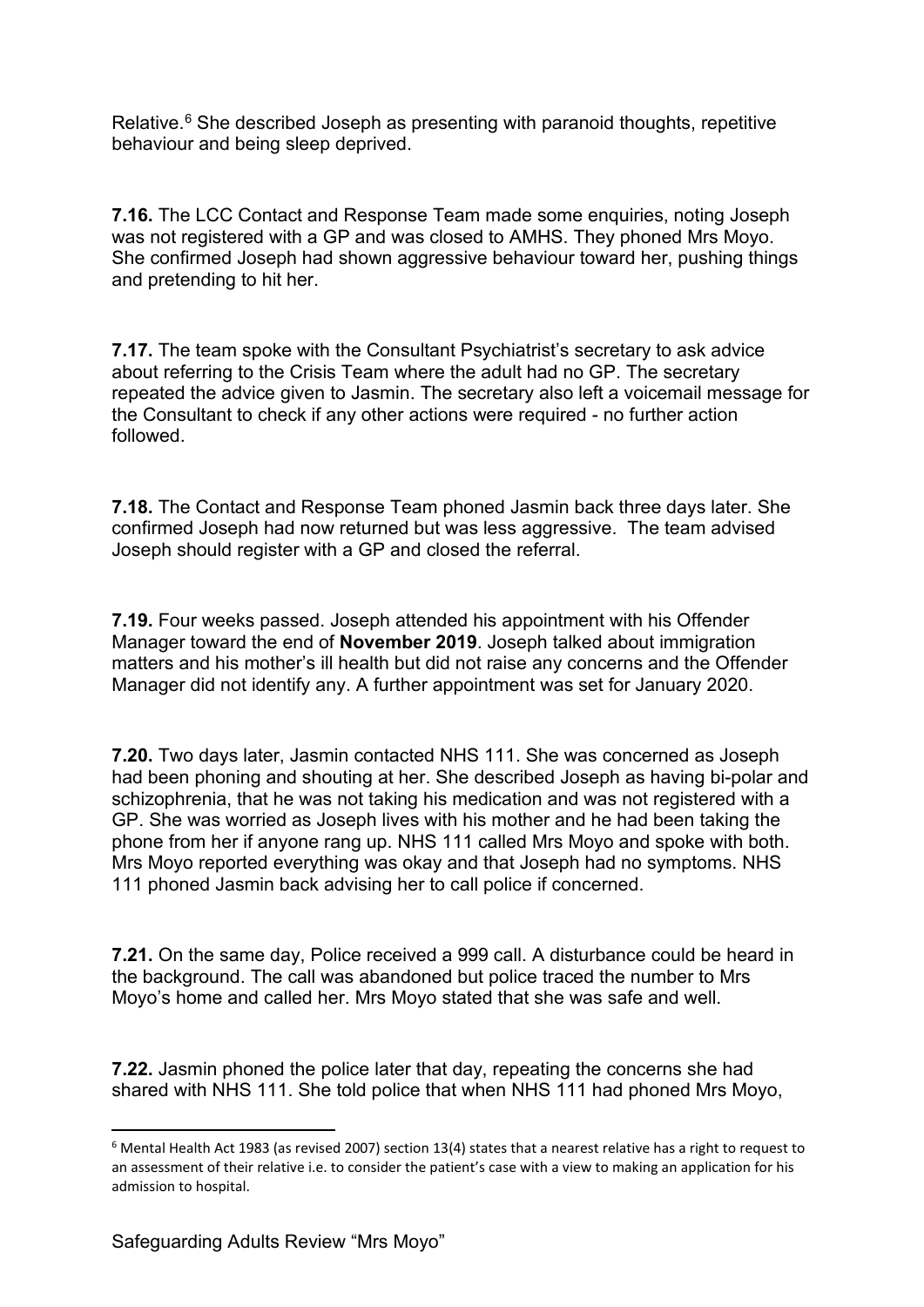Relative.[6] She described Joseph as presenting with paranoid thoughts, repetitive behaviour and being sleep deprived.

**7.16.** The LCC Contact and Response Team made some enquiries, noting Joseph was not registered with a GP and was closed to AMHS. They phoned Mrs Moyo. She confirmed Joseph had shown aggressive behaviour toward her, pushing things and pretending to hit her.

**7.17.** The team spoke with the Consultant Psychiatrist's secretary to ask advice about referring to the Crisis Team where the adult had no GP. The secretary repeated the advice given to Jasmin. The secretary also left a voicemail message for the Consultant to check if any other actions were required - no further action followed.

**7.18.** The Contact and Response Team phoned Jasmin back three days later. She confirmed Joseph had now returned but was less aggressive. The team advised Joseph should register with a GP and closed the referral.

**7.19.** Four weeks passed. Joseph attended his appointment with his Offender Manager toward the end of **November 2019**. Joseph talked about immigration matters and his mother's ill health but did not raise any concerns and the Offender Manager did not identify any. A further appointment was set for January 2020.

**7.20.** Two days later, Jasmin contacted NHS 111. She was concerned as Joseph had been phoning and shouting at her. She described Joseph as having bi-polar and schizophrenia, that he was not taking his medication and was not registered with a GP. She was worried as Joseph lives with his mother and he had been taking the phone from her if anyone rang up. NHS 111 called Mrs Moyo and spoke with both. Mrs Moyo reported everything was okay and that Joseph had no symptoms. NHS 111 phoned Jasmin back advising her to call police if concerned.

**7.21.** On the same day, Police received a 999 call. A disturbance could be heard in the background. The call was abandoned but police traced the number to Mrs Moyo's home and called her. Mrs Moyo stated that she was safe and well.

**7.22.** Jasmin phoned the police later that day, repeating the concerns she had shared with NHS 111. She told police that when NHS 111 had phoned Mrs Moyo,

---

[6] Mental Health Act 1983 (as revised 2007) section 13(4) states that a nearest relative has a right to request to an assessment of their relative i.e. to consider the patient's case with a view to making an application for his admission to hospital.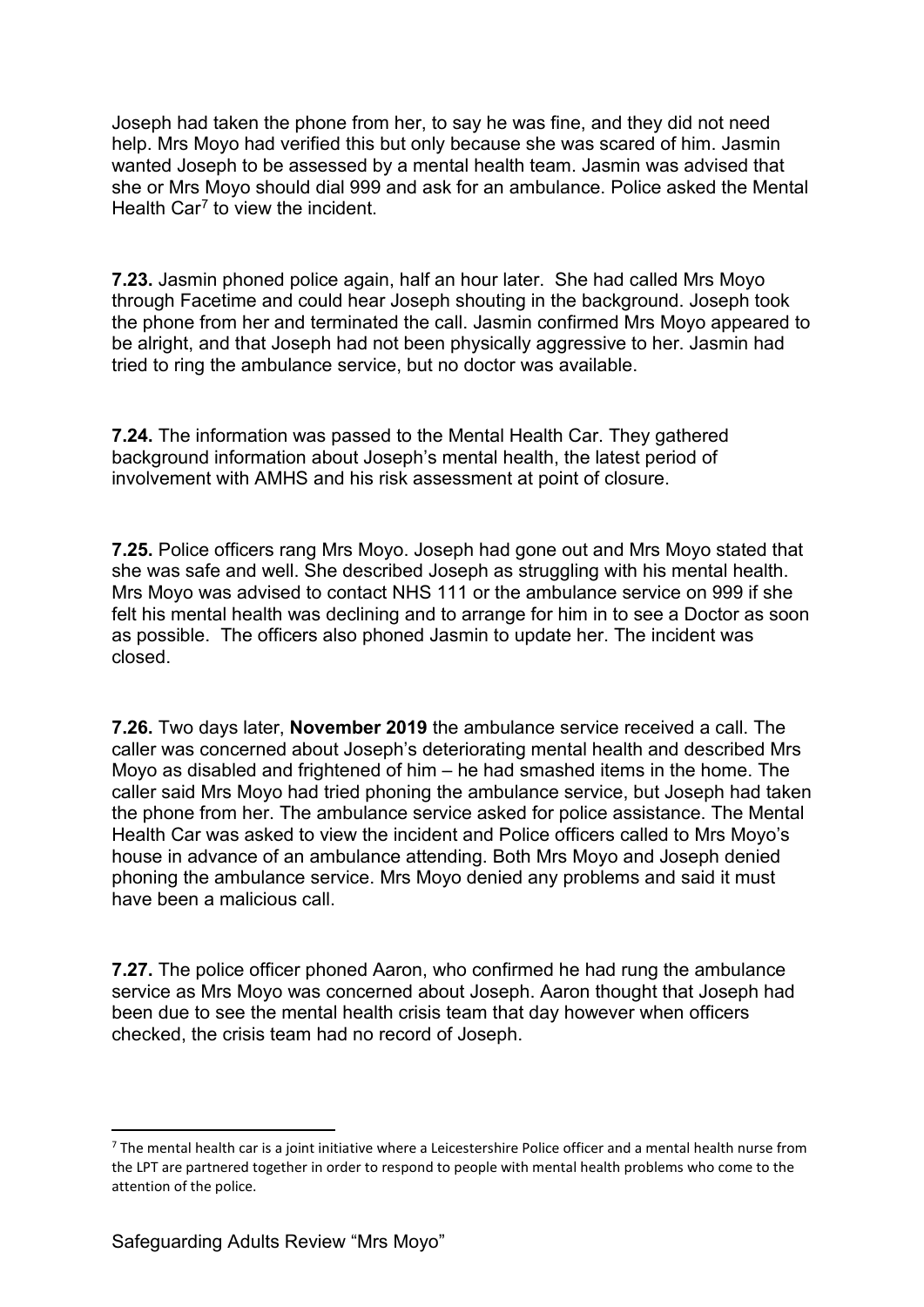Joseph had taken the phone from her, to say he was fine, and they did not need help. Mrs Moyo had verified this but only because she was scared of him. Jasmin wanted Joseph to be assessed by a mental health team. Jasmin was advised that she or Mrs Moyo should dial 999 and ask for an ambulance. Police asked the Mental Health Car[7] to view the incident.

**7.23.** Jasmin phoned police again, half an hour later. She had called Mrs Moyo through Facetime and could hear Joseph shouting in the background. Joseph took the phone from her and terminated the call. Jasmin confirmed Mrs Moyo appeared to be alright, and that Joseph had not been physically aggressive to her. Jasmin had tried to ring the ambulance service, but no doctor was available.

**7.24.** The information was passed to the Mental Health Car. They gathered background information about Joseph's mental health, the latest period of involvement with AMHS and his risk assessment at point of closure.

**7.25.** Police officers rang Mrs Moyo. Joseph had gone out and Mrs Moyo stated that she was safe and well. She described Joseph as struggling with his mental health. Mrs Moyo was advised to contact NHS 111 or the ambulance service on 999 if she felt his mental health was declining and to arrange for him in to see a Doctor as soon as possible. The officers also phoned Jasmin to update her. The incident was closed.

**7.26.** Two days later, **November 2019** the ambulance service received a call. The caller was concerned about Joseph's deteriorating mental health and described Mrs Moyo as disabled and frightened of him – he had smashed items in the home. The caller said Mrs Moyo had tried phoning the ambulance service, but Joseph had taken the phone from her. The ambulance service asked for police assistance. The Mental Health Car was asked to view the incident and Police officers called to Mrs Moyo's house in advance of an ambulance attending. Both Mrs Moyo and Joseph denied phoning the ambulance service. Mrs Moyo denied any problems and said it must have been a malicious call.

**7.27.** The police officer phoned Aaron, who confirmed he had rung the ambulance service as Mrs Moyo was concerned about Joseph. Aaron thought that Joseph had been due to see the mental health crisis team that day however when officers checked, the crisis team had no record of Joseph.

[7] The mental health car is a joint initiative where a Leicestershire Police officer and a mental health nurse from the LPT are partnered together in order to respond to people with mental health problems who come to the attention of the police.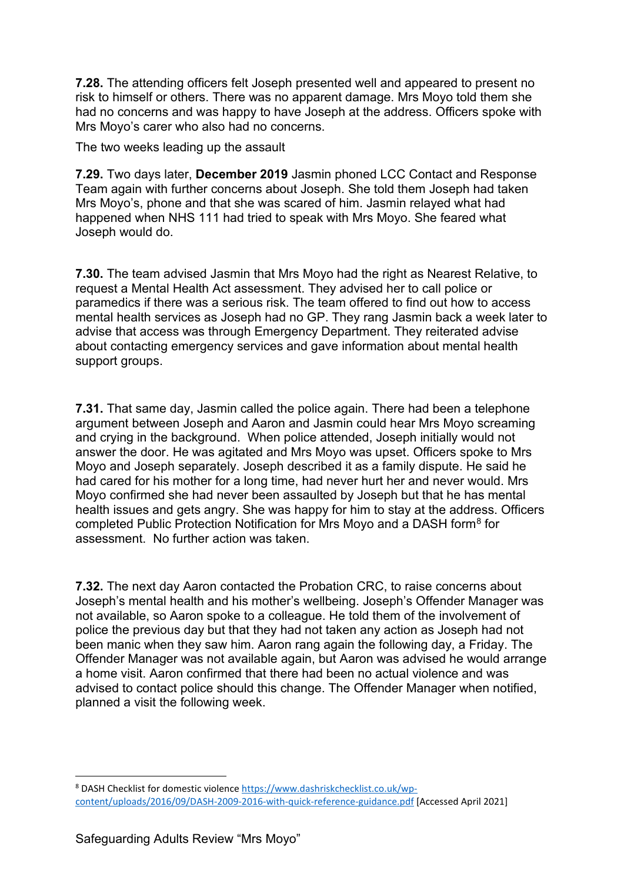**7.28.** The attending officers felt Joseph presented well and appeared to present no risk to himself or others. There was no apparent damage. Mrs Moyo told them she had no concerns and was happy to have Joseph at the address. Officers spoke with Mrs Moyo's carer who also had no concerns.

The two weeks leading up the assault

**7.29.** Two days later, **December 2019** Jasmin phoned LCC Contact and Response Team again with further concerns about Joseph. She told them Joseph had taken Mrs Moyo's, phone and that she was scared of him. Jasmin relayed what had happened when NHS 111 had tried to speak with Mrs Moyo. She feared what Joseph would do.

**7.30.** The team advised Jasmin that Mrs Moyo had the right as Nearest Relative, to request a Mental Health Act assessment. They advised her to call police or paramedics if there was a serious risk. The team offered to find out how to access mental health services as Joseph had no GP. They rang Jasmin back a week later to advise that access was through Emergency Department. They reiterated advise about contacting emergency services and gave information about mental health support groups.

**7.31.** That same day, Jasmin called the police again. There had been a telephone argument between Joseph and Aaron and Jasmin could hear Mrs Moyo screaming and crying in the background. When police attended, Joseph initially would not answer the door. He was agitated and Mrs Moyo was upset. Officers spoke to Mrs Moyo and Joseph separately. Joseph described it as a family dispute. He said he had cared for his mother for a long time, had never hurt her and never would. Mrs Moyo confirmed she had never been assaulted by Joseph but that he has mental health issues and gets angry. She was happy for him to stay at the address. Officers completed Public Protection Notification for Mrs Moyo and a DASH form[8] for assessment. No further action was taken.

**7.32.** The next day Aaron contacted the Probation CRC, to raise concerns about Joseph's mental health and his mother's wellbeing. Joseph's Offender Manager was not available, so Aaron spoke to a colleague. He told them of the involvement of police the previous day but that they had not taken any action as Joseph had not been manic when they saw him. Aaron rang again the following day, a Friday. The Offender Manager was not available again, but Aaron was advised he would arrange a home visit. Aaron confirmed that there had been no actual violence and was advised to contact police should this change. The Offender Manager when notified, planned a visit the following week.

---

[8] DASH Checklist for domestic violence https://www.dashriskchecklist.co.uk/wp-content/uploads/2016/09/DASH-2009-2016-with-quick-reference-guidance.pdf [Accessed April 2021]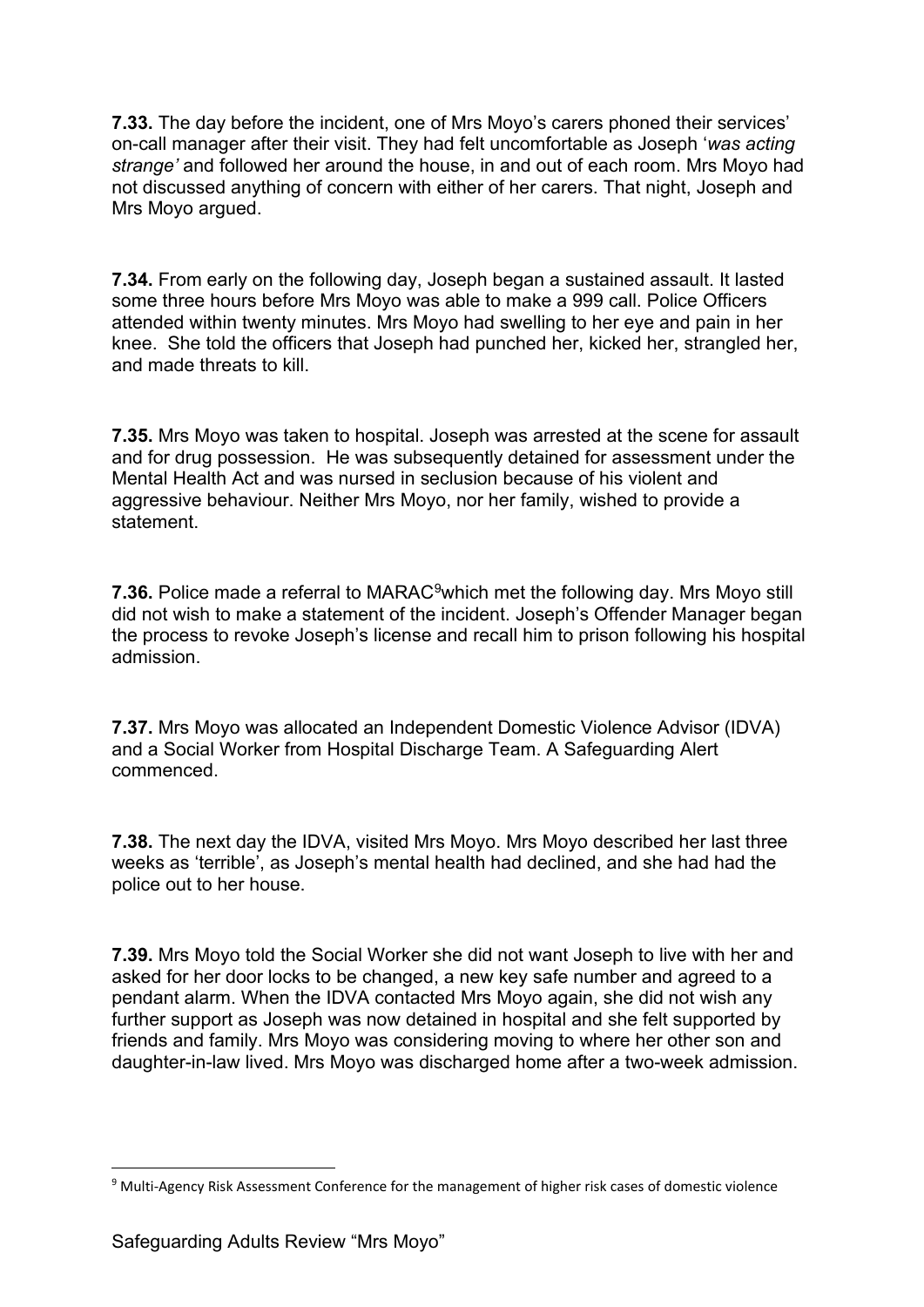**7.33.** The day before the incident, one of Mrs Moyo's carers phoned their services' on-call manager after their visit. They had felt uncomfortable as Joseph '*was acting strange'* and followed her around the house, in and out of each room. Mrs Moyo had not discussed anything of concern with either of her carers. That night, Joseph and Mrs Moyo argued.

**7.34.** From early on the following day, Joseph began a sustained assault. It lasted some three hours before Mrs Moyo was able to make a 999 call. Police Officers attended within twenty minutes. Mrs Moyo had swelling to her eye and pain in her knee. She told the officers that Joseph had punched her, kicked her, strangled her, and made threats to kill.

**7.35.** Mrs Moyo was taken to hospital. Joseph was arrested at the scene for assault and for drug possession. He was subsequently detained for assessment under the Mental Health Act and was nursed in seclusion because of his violent and aggressive behaviour. Neither Mrs Moyo, nor her family, wished to provide a statement.

**7.36.** Police made a referral to MARAC[9]which met the following day. Mrs Moyo still did not wish to make a statement of the incident. Joseph's Offender Manager began the process to revoke Joseph's license and recall him to prison following his hospital admission.

**7.37.** Mrs Moyo was allocated an Independent Domestic Violence Advisor (IDVA) and a Social Worker from Hospital Discharge Team. A Safeguarding Alert commenced.

**7.38.** The next day the IDVA, visited Mrs Moyo. Mrs Moyo described her last three weeks as 'terrible', as Joseph's mental health had declined, and she had had the police out to her house.

**7.39.** Mrs Moyo told the Social Worker she did not want Joseph to live with her and asked for her door locks to be changed, a new key safe number and agreed to a pendant alarm. When the IDVA contacted Mrs Moyo again, she did not wish any further support as Joseph was now detained in hospital and she felt supported by friends and family. Mrs Moyo was considering moving to where her other son and daughter-in-law lived. Mrs Moyo was discharged home after a two-week admission.

[9] Multi-Agency Risk Assessment Conference for the management of higher risk cases of domestic violence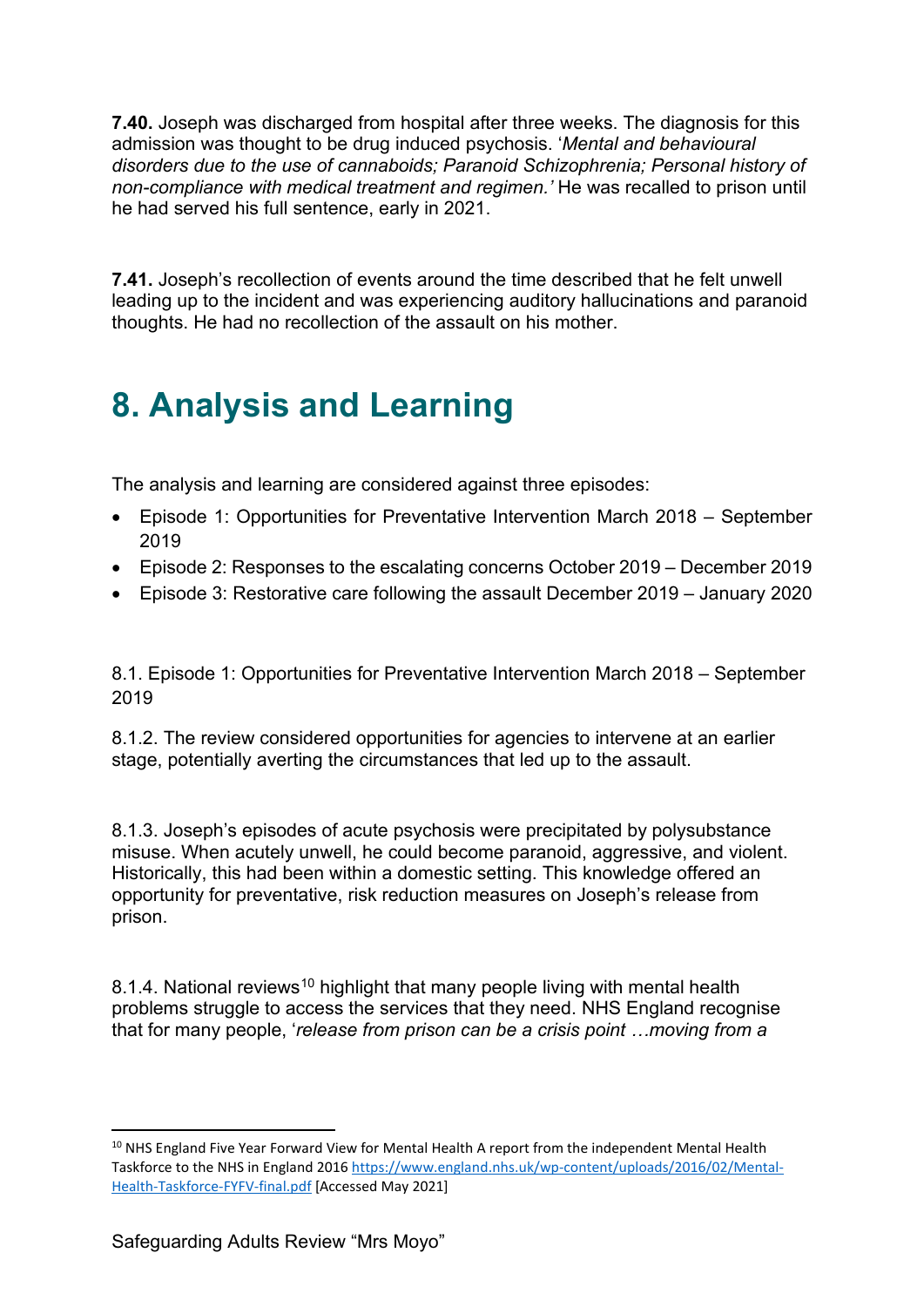**7.40.** Joseph was discharged from hospital after three weeks. The diagnosis for this admission was thought to be drug induced psychosis. '*Mental and behavioural disorders due to the use of cannaboids; Paranoid Schizophrenia; Personal history of non-compliance with medical treatment and regimen.'* He was recalled to prison until he had served his full sentence, early in 2021.

**7.41.** Joseph's recollection of events around the time described that he felt unwell leading up to the incident and was experiencing auditory hallucinations and paranoid thoughts. He had no recollection of the assault on his mother.

# 8. Analysis and Learning

The analysis and learning are considered against three episodes:

- Episode 1: Opportunities for Preventative Intervention March 2018 – September 2019
- Episode 2: Responses to the escalating concerns October 2019 – December 2019
- Episode 3: Restorative care following the assault December 2019 – January 2020

8.1. Episode 1: Opportunities for Preventative Intervention March 2018 – September 2019

8.1.2. The review considered opportunities for agencies to intervene at an earlier stage, potentially averting the circumstances that led up to the assault.

8.1.3. Joseph's episodes of acute psychosis were precipitated by polysubstance misuse. When acutely unwell, he could become paranoid, aggressive, and violent. Historically, this had been within a domestic setting. This knowledge offered an opportunity for preventative, risk reduction measures on Joseph's release from prison.

8.1.4. National reviews[10] highlight that many people living with mental health problems struggle to access the services that they need. NHS England recognise that for many people, '*release from prison can be a crisis point …moving from a*

[10] NHS England Five Year Forward View for Mental Health A report from the independent Mental Health Taskforce to the NHS in England 2016 https://www.england.nhs.uk/wp-content/uploads/2016/02/Mental-Health-Taskforce-FYFV-final.pdf [Accessed May 2021]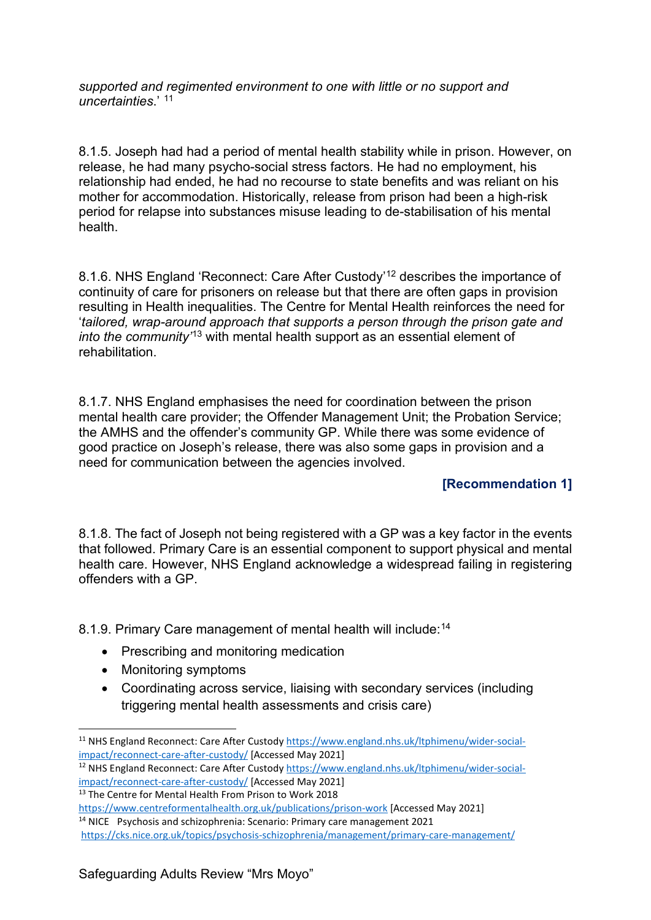*supported and regimented environment to one with little or no support and uncertainties.*' [11]

8.1.5. Joseph had had a period of mental health stability while in prison. However, on release, he had many psycho-social stress factors. He had no employment, his relationship had ended, he had no recourse to state benefits and was reliant on his mother for accommodation. Historically, release from prison had been a high-risk period for relapse into substances misuse leading to de-stabilisation of his mental health.

8.1.6. NHS England 'Reconnect: Care After Custody'[12] describes the importance of continuity of care for prisoners on release but that there are often gaps in provision resulting in Health inequalities. The Centre for Mental Health reinforces the need for '*tailored, wrap-around approach that supports a person through the prison gate and into the community*'[13] with mental health support as an essential element of rehabilitation.

8.1.7. NHS England emphasises the need for coordination between the prison mental health care provider; the Offender Management Unit; the Probation Service; the AMHS and the offender's community GP. While there was some evidence of good practice on Joseph's release, there was also some gaps in provision and a need for communication between the agencies involved.

**[Recommendation 1]**

8.1.8. The fact of Joseph not being registered with a GP was a key factor in the events that followed. Primary Care is an essential component to support physical and mental health care. However, NHS England acknowledge a widespread failing in registering offenders with a GP.

8.1.9. Primary Care management of mental health will include:[14]

- Prescribing and monitoring medication
- Monitoring symptoms
- Coordinating across service, liaising with secondary services (including triggering mental health assessments and crisis care)

---

[11] NHS England Reconnect: Care After Custody https://www.england.nhs.uk/ltphimenu/wider-social-impact/reconnect-care-after-custody/ [Accessed May 2021]

[12] NHS England Reconnect: Care After Custody https://www.england.nhs.uk/ltphimenu/wider-social-impact/reconnect-care-after-custody/ [Accessed May 2021]

[13] The Centre for Mental Health From Prison to Work 2018 https://www.centreformentalhealth.org.uk/publications/prison-work [Accessed May 2021]

[14] NICE Psychosis and schizophrenia: Scenario: Primary care management 2021 https://cks.nice.org.uk/topics/psychosis-schizophrenia/management/primary-care-management/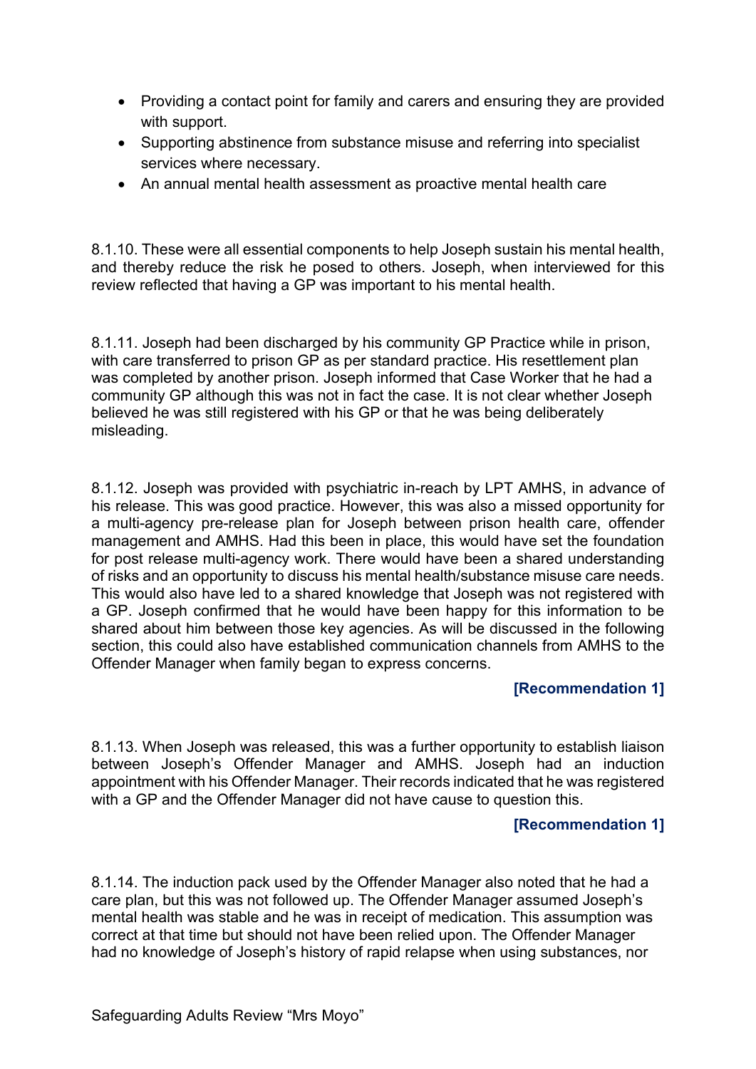- Providing a contact point for family and carers and ensuring they are provided with support.
- Supporting abstinence from substance misuse and referring into specialist services where necessary.
- An annual mental health assessment as proactive mental health care

8.1.10. These were all essential components to help Joseph sustain his mental health, and thereby reduce the risk he posed to others. Joseph, when interviewed for this review reflected that having a GP was important to his mental health.

8.1.11. Joseph had been discharged by his community GP Practice while in prison, with care transferred to prison GP as per standard practice. His resettlement plan was completed by another prison. Joseph informed that Case Worker that he had a community GP although this was not in fact the case. It is not clear whether Joseph believed he was still registered with his GP or that he was being deliberately misleading.

8.1.12. Joseph was provided with psychiatric in-reach by LPT AMHS, in advance of his release. This was good practice. However, this was also a missed opportunity for a multi-agency pre-release plan for Joseph between prison health care, offender management and AMHS. Had this been in place, this would have set the foundation for post release multi-agency work. There would have been a shared understanding of risks and an opportunity to discuss his mental health/substance misuse care needs. This would also have led to a shared knowledge that Joseph was not registered with a GP. Joseph confirmed that he would have been happy for this information to be shared about him between those key agencies. As will be discussed in the following section, this could also have established communication channels from AMHS to the Offender Manager when family began to express concerns.

**[Recommendation 1]**

8.1.13. When Joseph was released, this was a further opportunity to establish liaison between Joseph's Offender Manager and AMHS. Joseph had an induction appointment with his Offender Manager. Their records indicated that he was registered with a GP and the Offender Manager did not have cause to question this.

**[Recommendation 1]**

8.1.14. The induction pack used by the Offender Manager also noted that he had a care plan, but this was not followed up. The Offender Manager assumed Joseph's mental health was stable and he was in receipt of medication. This assumption was correct at that time but should not have been relied upon. The Offender Manager had no knowledge of Joseph's history of rapid relapse when using substances, nor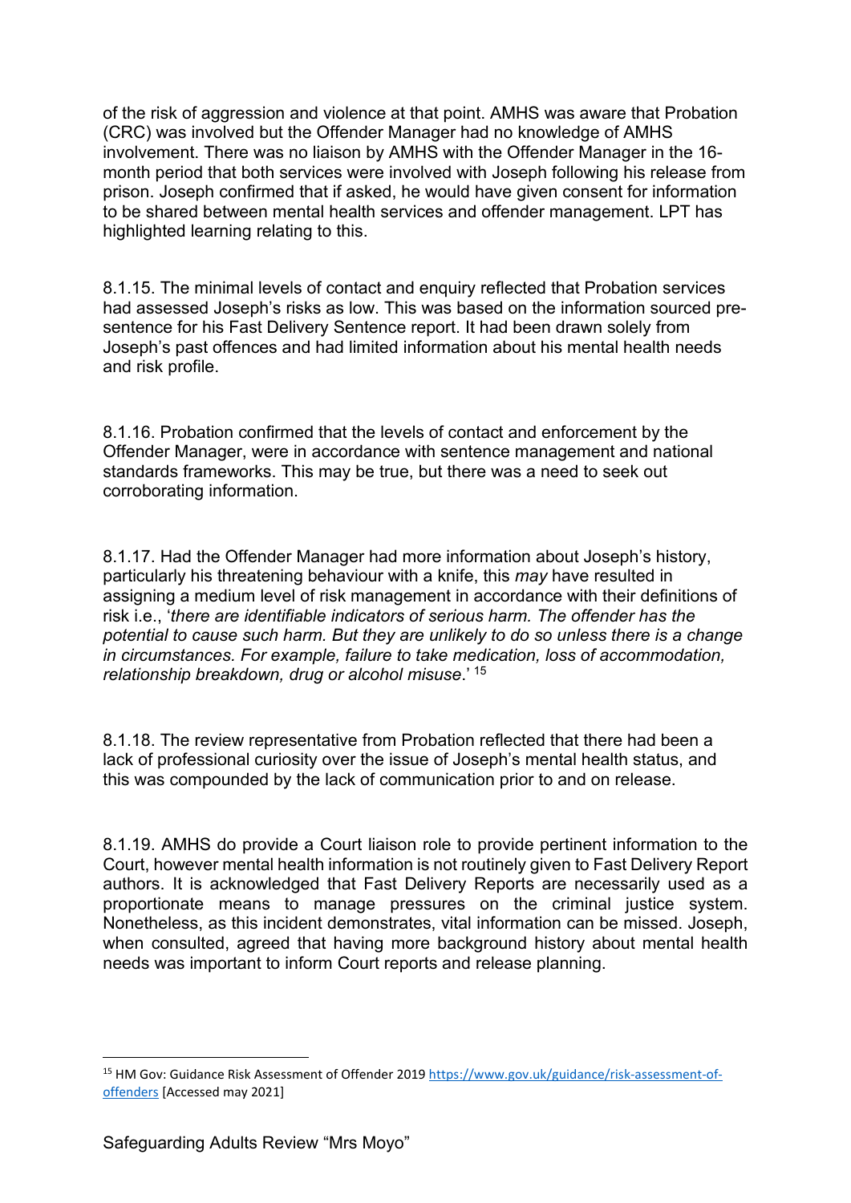of the risk of aggression and violence at that point. AMHS was aware that Probation (CRC) was involved but the Offender Manager had no knowledge of AMHS involvement. There was no liaison by AMHS with the Offender Manager in the 16-month period that both services were involved with Joseph following his release from prison. Joseph confirmed that if asked, he would have given consent for information to be shared between mental health services and offender management. LPT has highlighted learning relating to this.

8.1.15. The minimal levels of contact and enquiry reflected that Probation services had assessed Joseph's risks as low. This was based on the information sourced pre-sentence for his Fast Delivery Sentence report. It had been drawn solely from Joseph's past offences and had limited information about his mental health needs and risk profile.

8.1.16. Probation confirmed that the levels of contact and enforcement by the Offender Manager, were in accordance with sentence management and national standards frameworks. This may be true, but there was a need to seek out corroborating information.

8.1.17. Had the Offender Manager had more information about Joseph's history, particularly his threatening behaviour with a knife, this *may* have resulted in assigning a medium level of risk management in accordance with their definitions of risk i.e., '*there are identifiable indicators of serious harm. The offender has the potential to cause such harm. But they are unlikely to do so unless there is a change in circumstances. For example, failure to take medication, loss of accommodation, relationship breakdown, drug or alcohol misuse*.' [15]

8.1.18. The review representative from Probation reflected that there had been a lack of professional curiosity over the issue of Joseph's mental health status, and this was compounded by the lack of communication prior to and on release.

8.1.19. AMHS do provide a Court liaison role to provide pertinent information to the Court, however mental health information is not routinely given to Fast Delivery Report authors. It is acknowledged that Fast Delivery Reports are necessarily used as a proportionate means to manage pressures on the criminal justice system. Nonetheless, as this incident demonstrates, vital information can be missed. Joseph, when consulted, agreed that having more background history about mental health needs was important to inform Court reports and release planning.

---

[15] HM Gov: Guidance Risk Assessment of Offender 2019 [https://www.gov.uk/guidance/risk-assessment-of-offenders](https://www.gov.uk/guidance/risk-assessment-of-offenders) [Accessed may 2021]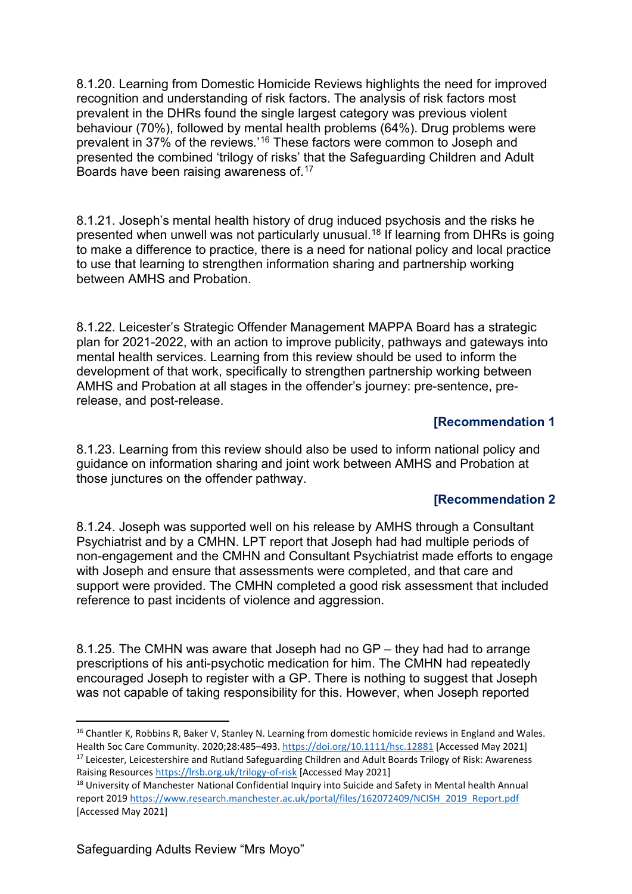8.1.20. Learning from Domestic Homicide Reviews highlights the need for improved recognition and understanding of risk factors. The analysis of risk factors most prevalent in the DHRs found the single largest category was previous violent behaviour (70%), followed by mental health problems (64%). Drug problems were prevalent in 37% of the reviews.'[16] These factors were common to Joseph and presented the combined 'trilogy of risks' that the Safeguarding Children and Adult Boards have been raising awareness of.[17]

8.1.21. Joseph's mental health history of drug induced psychosis and the risks he presented when unwell was not particularly unusual.[18] If learning from DHRs is going to make a difference to practice, there is a need for national policy and local practice to use that learning to strengthen information sharing and partnership working between AMHS and Probation.

8.1.22. Leicester's Strategic Offender Management MAPPA Board has a strategic plan for 2021-2022, with an action to improve publicity, pathways and gateways into mental health services. Learning from this review should be used to inform the development of that work, specifically to strengthen partnership working between AMHS and Probation at all stages in the offender's journey: pre-sentence, pre-release, and post-release.

**[Recommendation 1**

8.1.23. Learning from this review should also be used to inform national policy and guidance on information sharing and joint work between AMHS and Probation at those junctures on the offender pathway.

**[Recommendation 2**

8.1.24. Joseph was supported well on his release by AMHS through a Consultant Psychiatrist and by a CMHN. LPT report that Joseph had had multiple periods of non-engagement and the CMHN and Consultant Psychiatrist made efforts to engage with Joseph and ensure that assessments were completed, and that care and support were provided. The CMHN completed a good risk assessment that included reference to past incidents of violence and aggression.

8.1.25. The CMHN was aware that Joseph had no GP – they had had to arrange prescriptions of his anti-psychotic medication for him. The CMHN had repeatedly encouraged Joseph to register with a GP. There is nothing to suggest that Joseph was not capable of taking responsibility for this. However, when Joseph reported

---

[16] Chantler K, Robbins R, Baker V, Stanley N. Learning from domestic homicide reviews in England and Wales. Health Soc Care Community. 2020;28:485–493. https://doi.org/10.1111/hsc.12881 [Accessed May 2021]

[17] Leicester, Leicestershire and Rutland Safeguarding Children and Adult Boards Trilogy of Risk: Awareness Raising Resources https://lrsb.org.uk/trilogy-of-risk [Accessed May 2021]

[18] University of Manchester National Confidential Inquiry into Suicide and Safety in Mental health Annual report 2019 https://www.research.manchester.ac.uk/portal/files/162072409/NCISH_2019_Report.pdf [Accessed May 2021]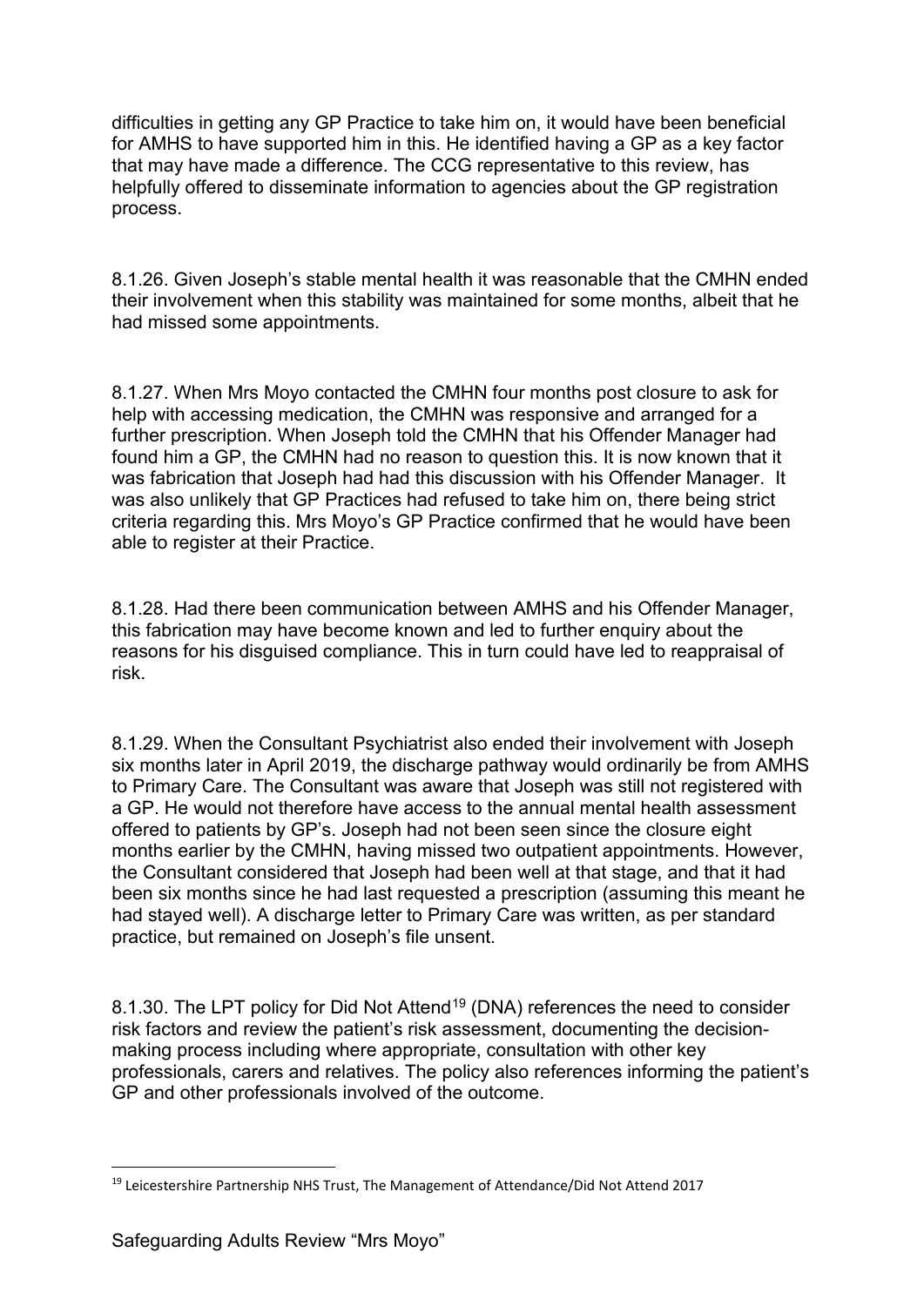difficulties in getting any GP Practice to take him on, it would have been beneficial for AMHS to have supported him in this. He identified having a GP as a key factor that may have made a difference. The CCG representative to this review, has helpfully offered to disseminate information to agencies about the GP registration process.

8.1.26. Given Joseph's stable mental health it was reasonable that the CMHN ended their involvement when this stability was maintained for some months, albeit that he had missed some appointments.

8.1.27. When Mrs Moyo contacted the CMHN four months post closure to ask for help with accessing medication, the CMHN was responsive and arranged for a further prescription. When Joseph told the CMHN that his Offender Manager had found him a GP, the CMHN had no reason to question this. It is now known that it was fabrication that Joseph had had this discussion with his Offender Manager. It was also unlikely that GP Practices had refused to take him on, there being strict criteria regarding this. Mrs Moyo's GP Practice confirmed that he would have been able to register at their Practice.

8.1.28. Had there been communication between AMHS and his Offender Manager, this fabrication may have become known and led to further enquiry about the reasons for his disguised compliance. This in turn could have led to reappraisal of risk.

8.1.29. When the Consultant Psychiatrist also ended their involvement with Joseph six months later in April 2019, the discharge pathway would ordinarily be from AMHS to Primary Care. The Consultant was aware that Joseph was still not registered with a GP. He would not therefore have access to the annual mental health assessment offered to patients by GP's. Joseph had not been seen since the closure eight months earlier by the CMHN, having missed two outpatient appointments. However, the Consultant considered that Joseph had been well at that stage, and that it had been six months since he had last requested a prescription (assuming this meant he had stayed well). A discharge letter to Primary Care was written, as per standard practice, but remained on Joseph's file unsent.

8.1.30. The LPT policy for Did Not Attend[19] (DNA) references the need to consider risk factors and review the patient's risk assessment, documenting the decision-making process including where appropriate, consultation with other key professionals, carers and relatives. The policy also references informing the patient's GP and other professionals involved of the outcome.

[19] Leicestershire Partnership NHS Trust, The Management of Attendance/Did Not Attend 2017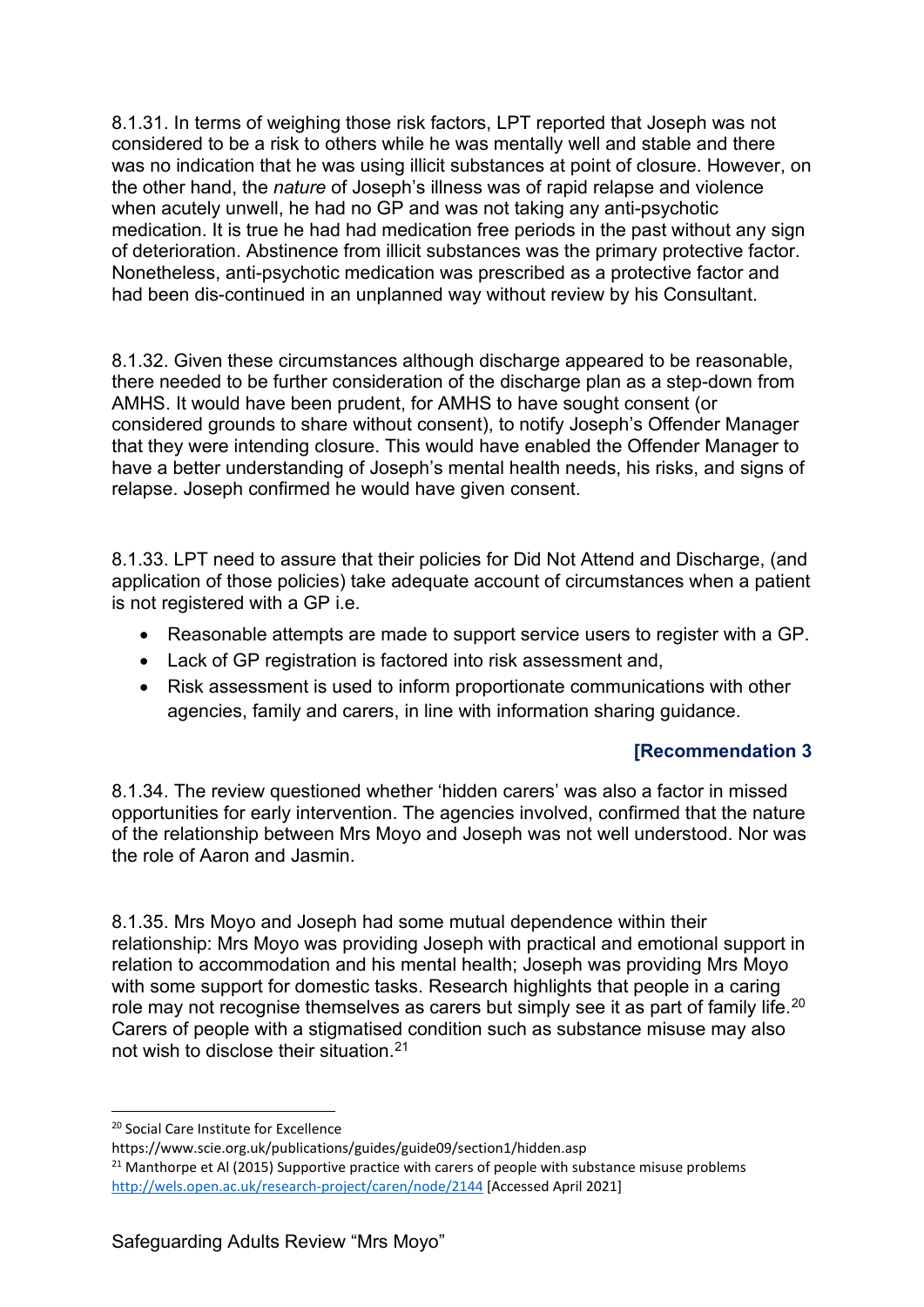8.1.31. In terms of weighing those risk factors, LPT reported that Joseph was not considered to be a risk to others while he was mentally well and stable and there was no indication that he was using illicit substances at point of closure. However, on the other hand, the *nature* of Joseph's illness was of rapid relapse and violence when acutely unwell, he had no GP and was not taking any anti-psychotic medication. It is true he had had medication free periods in the past without any sign of deterioration. Abstinence from illicit substances was the primary protective factor. Nonetheless, anti-psychotic medication was prescribed as a protective factor and had been dis-continued in an unplanned way without review by his Consultant.

8.1.32. Given these circumstances although discharge appeared to be reasonable, there needed to be further consideration of the discharge plan as a step-down from AMHS. It would have been prudent, for AMHS to have sought consent (or considered grounds to share without consent), to notify Joseph's Offender Manager that they were intending closure. This would have enabled the Offender Manager to have a better understanding of Joseph's mental health needs, his risks, and signs of relapse. Joseph confirmed he would have given consent.

8.1.33. LPT need to assure that their policies for Did Not Attend and Discharge, (and application of those policies) take adequate account of circumstances when a patient is not registered with a GP i.e.

- Reasonable attempts are made to support service users to register with a GP.
- Lack of GP registration is factored into risk assessment and,
- Risk assessment is used to inform proportionate communications with other agencies, family and carers, in line with information sharing guidance.

**[Recommendation 3**

8.1.34. The review questioned whether 'hidden carers' was also a factor in missed opportunities for early intervention. The agencies involved, confirmed that the nature of the relationship between Mrs Moyo and Joseph was not well understood. Nor was the role of Aaron and Jasmin.

8.1.35. Mrs Moyo and Joseph had some mutual dependence within their relationship: Mrs Moyo was providing Joseph with practical and emotional support in relation to accommodation and his mental health; Joseph was providing Mrs Moyo with some support for domestic tasks. Research highlights that people in a caring role may not recognise themselves as carers but simply see it as part of family life.[20] Carers of people with a stigmatised condition such as substance misuse may also not wish to disclose their situation.[21]

---

[20] Social Care Institute for Excellence https://www.scie.org.uk/publications/guides/guide09/section1/hidden.asp

[21] Manthorpe et Al (2015) Supportive practice with carers of people with substance misuse problems http://wels.open.ac.uk/research-project/caren/node/2144 [Accessed April 2021]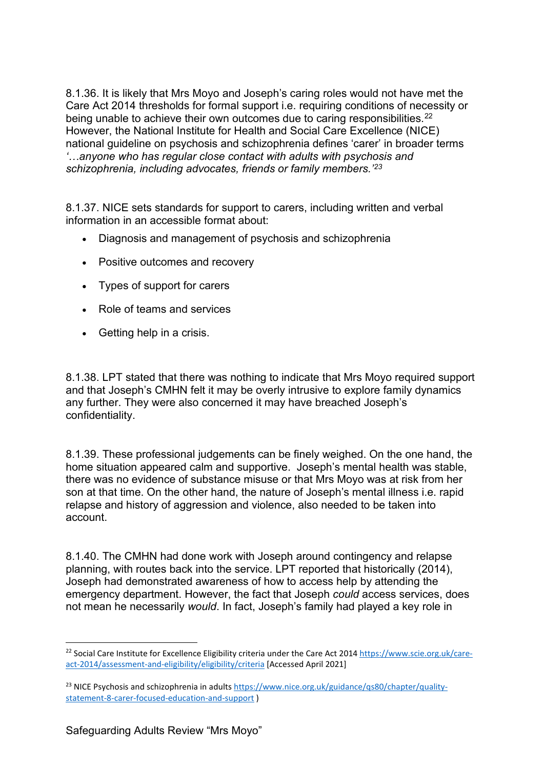8.1.36. It is likely that Mrs Moyo and Joseph's caring roles would not have met the Care Act 2014 thresholds for formal support i.e. requiring conditions of necessity or being unable to achieve their own outcomes due to caring responsibilities.[22] However, the National Institute for Health and Social Care Excellence (NICE) national guideline on psychosis and schizophrenia defines 'carer' in broader terms *'…anyone who has regular close contact with adults with psychosis and schizophrenia, including advocates, friends or family members.'*[23]

8.1.37. NICE sets standards for support to carers, including written and verbal information in an accessible format about:

- Diagnosis and management of psychosis and schizophrenia
- Positive outcomes and recovery
- Types of support for carers
- Role of teams and services
- Getting help in a crisis.

8.1.38. LPT stated that there was nothing to indicate that Mrs Moyo required support and that Joseph's CMHN felt it may be overly intrusive to explore family dynamics any further. They were also concerned it may have breached Joseph's confidentiality.

8.1.39. These professional judgements can be finely weighed. On the one hand, the home situation appeared calm and supportive. Joseph's mental health was stable, there was no evidence of substance misuse or that Mrs Moyo was at risk from her son at that time. On the other hand, the nature of Joseph's mental illness i.e. rapid relapse and history of aggression and violence, also needed to be taken into account.

8.1.40. The CMHN had done work with Joseph around contingency and relapse planning, with routes back into the service. LPT reported that historically (2014), Joseph had demonstrated awareness of how to access help by attending the emergency department. However, the fact that Joseph *could* access services, does not mean he necessarily *would*. In fact, Joseph's family had played a key role in

---

[22] Social Care Institute for Excellence Eligibility criteria under the Care Act 2014 https://www.scie.org.uk/care-act-2014/assessment-and-eligibility/eligibility/criteria [Accessed April 2021]

[23] NICE Psychosis and schizophrenia in adults https://www.nice.org.uk/guidance/qs80/chapter/quality-statement-8-carer-focused-education-and-support )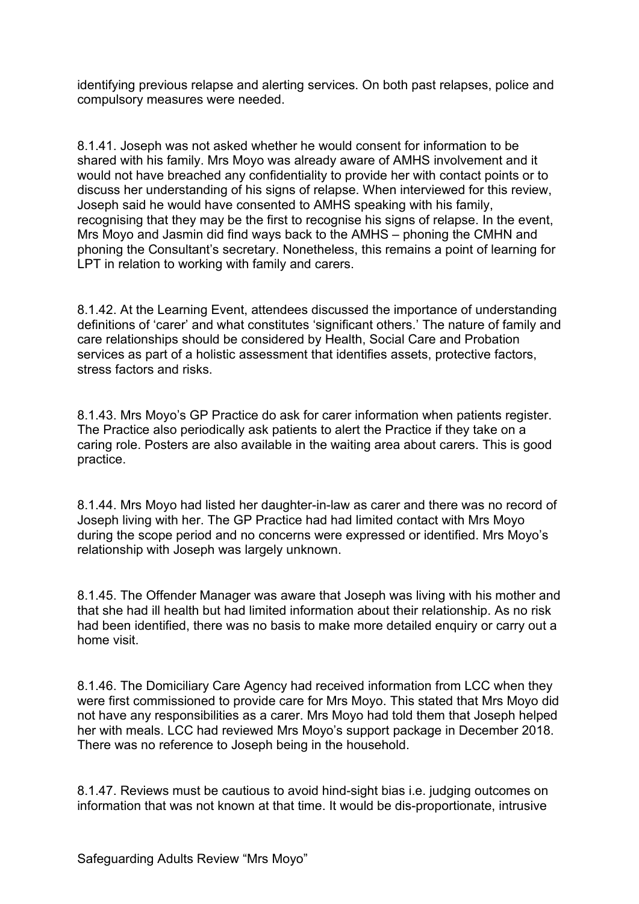identifying previous relapse and alerting services. On both past relapses, police and compulsory measures were needed.

8.1.41. Joseph was not asked whether he would consent for information to be shared with his family. Mrs Moyo was already aware of AMHS involvement and it would not have breached any confidentiality to provide her with contact points or to discuss her understanding of his signs of relapse. When interviewed for this review, Joseph said he would have consented to AMHS speaking with his family, recognising that they may be the first to recognise his signs of relapse. In the event, Mrs Moyo and Jasmin did find ways back to the AMHS – phoning the CMHN and phoning the Consultant's secretary. Nonetheless, this remains a point of learning for LPT in relation to working with family and carers.

8.1.42. At the Learning Event, attendees discussed the importance of understanding definitions of 'carer' and what constitutes 'significant others.' The nature of family and care relationships should be considered by Health, Social Care and Probation services as part of a holistic assessment that identifies assets, protective factors, stress factors and risks.

8.1.43. Mrs Moyo's GP Practice do ask for carer information when patients register. The Practice also periodically ask patients to alert the Practice if they take on a caring role. Posters are also available in the waiting area about carers. This is good practice.

8.1.44. Mrs Moyo had listed her daughter-in-law as carer and there was no record of Joseph living with her. The GP Practice had had limited contact with Mrs Moyo during the scope period and no concerns were expressed or identified. Mrs Moyo's relationship with Joseph was largely unknown.

8.1.45. The Offender Manager was aware that Joseph was living with his mother and that she had ill health but had limited information about their relationship. As no risk had been identified, there was no basis to make more detailed enquiry or carry out a home visit.

8.1.46. The Domiciliary Care Agency had received information from LCC when they were first commissioned to provide care for Mrs Moyo. This stated that Mrs Moyo did not have any responsibilities as a carer. Mrs Moyo had told them that Joseph helped her with meals. LCC had reviewed Mrs Moyo's support package in December 2018. There was no reference to Joseph being in the household.

8.1.47. Reviews must be cautious to avoid hind-sight bias i.e. judging outcomes on information that was not known at that time. It would be dis-proportionate, intrusive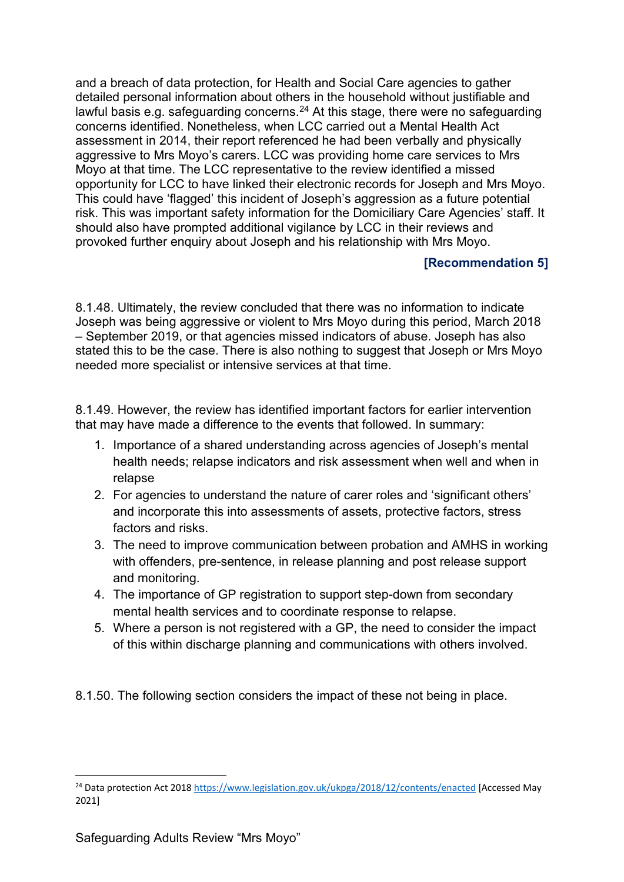and a breach of data protection, for Health and Social Care agencies to gather detailed personal information about others in the household without justifiable and lawful basis e.g. safeguarding concerns.[24] At this stage, there were no safeguarding concerns identified. Nonetheless, when LCC carried out a Mental Health Act assessment in 2014, their report referenced he had been verbally and physically aggressive to Mrs Moyo's carers. LCC was providing home care services to Mrs Moyo at that time. The LCC representative to the review identified a missed opportunity for LCC to have linked their electronic records for Joseph and Mrs Moyo. This could have 'flagged' this incident of Joseph's aggression as a future potential risk. This was important safety information for the Domiciliary Care Agencies' staff. It should also have prompted additional vigilance by LCC in their reviews and provoked further enquiry about Joseph and his relationship with Mrs Moyo.

**[Recommendation 5]**

8.1.48. Ultimately, the review concluded that there was no information to indicate Joseph was being aggressive or violent to Mrs Moyo during this period, March 2018 – September 2019, or that agencies missed indicators of abuse. Joseph has also stated this to be the case. There is also nothing to suggest that Joseph or Mrs Moyo needed more specialist or intensive services at that time.

8.1.49. However, the review has identified important factors for earlier intervention that may have made a difference to the events that followed. In summary:

1. Importance of a shared understanding across agencies of Joseph's mental health needs; relapse indicators and risk assessment when well and when in relapse
2. For agencies to understand the nature of carer roles and 'significant others' and incorporate this into assessments of assets, protective factors, stress factors and risks.
3. The need to improve communication between probation and AMHS in working with offenders, pre-sentence, in release planning and post release support and monitoring.
4. The importance of GP registration to support step-down from secondary mental health services and to coordinate response to relapse.
5. Where a person is not registered with a GP, the need to consider the impact of this within discharge planning and communications with others involved.

8.1.50. The following section considers the impact of these not being in place.

[24] Data protection Act 2018 https://www.legislation.gov.uk/ukpga/2018/12/contents/enacted [Accessed May 2021]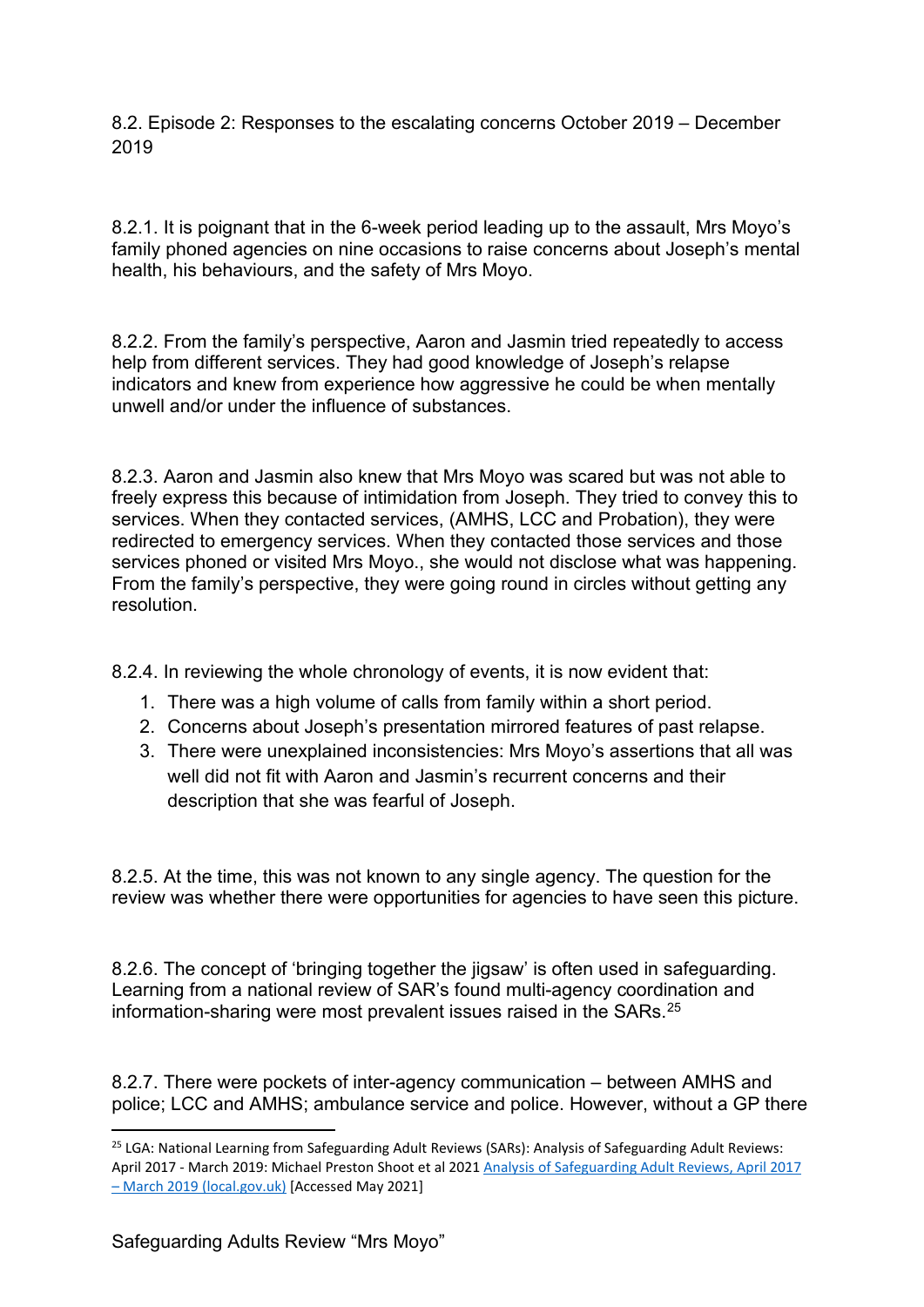## 8.2. Episode 2: Responses to the escalating concerns October 2019 – December 2019

8.2.1. It is poignant that in the 6-week period leading up to the assault, Mrs Moyo's family phoned agencies on nine occasions to raise concerns about Joseph's mental health, his behaviours, and the safety of Mrs Moyo.

8.2.2. From the family's perspective, Aaron and Jasmin tried repeatedly to access help from different services. They had good knowledge of Joseph's relapse indicators and knew from experience how aggressive he could be when mentally unwell and/or under the influence of substances.

8.2.3. Aaron and Jasmin also knew that Mrs Moyo was scared but was not able to freely express this because of intimidation from Joseph. They tried to convey this to services. When they contacted services, (AMHS, LCC and Probation), they were redirected to emergency services. When they contacted those services and those services phoned or visited Mrs Moyo., she would not disclose what was happening. From the family's perspective, they were going round in circles without getting any resolution.

8.2.4. In reviewing the whole chronology of events, it is now evident that:

1. There was a high volume of calls from family within a short period.
2. Concerns about Joseph's presentation mirrored features of past relapse.
3. There were unexplained inconsistencies: Mrs Moyo's assertions that all was well did not fit with Aaron and Jasmin's recurrent concerns and their description that she was fearful of Joseph.

8.2.5. At the time, this was not known to any single agency. The question for the review was whether there were opportunities for agencies to have seen this picture.

8.2.6. The concept of 'bringing together the jigsaw' is often used in safeguarding. Learning from a national review of SAR's found multi-agency coordination and information-sharing were most prevalent issues raised in the SARs.[25]

8.2.7. There were pockets of inter-agency communication – between AMHS and police; LCC and AMHS; ambulance service and police. However, without a GP there

[25] LGA: National Learning from Safeguarding Adult Reviews (SARs): Analysis of Safeguarding Adult Reviews: April 2017 - March 2019: Michael Preston Shoot et al 2021 Analysis of Safeguarding Adult Reviews, April 2017 – March 2019 (local.gov.uk) [Accessed May 2021]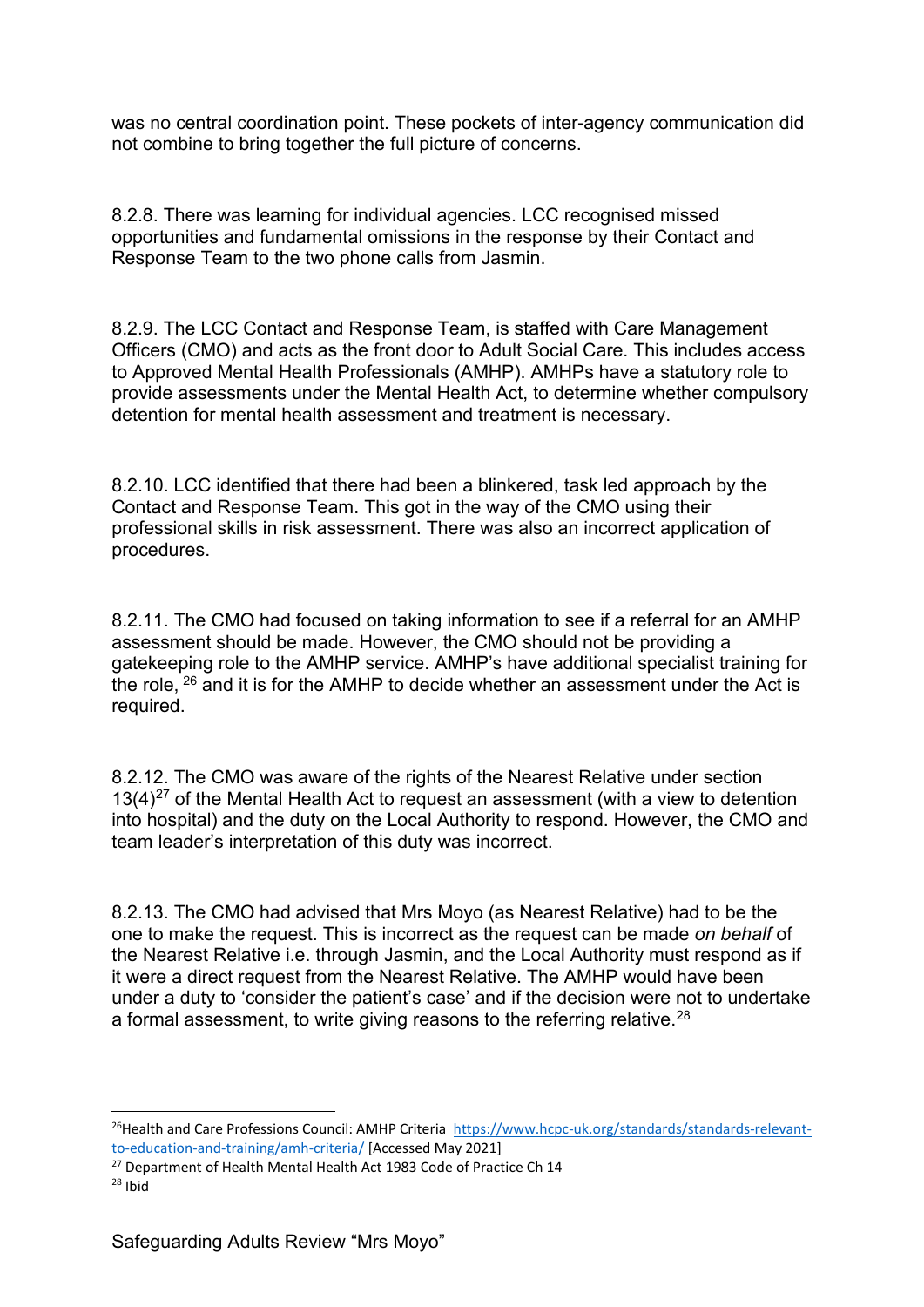was no central coordination point. These pockets of inter-agency communication did not combine to bring together the full picture of concerns.

8.2.8. There was learning for individual agencies. LCC recognised missed opportunities and fundamental omissions in the response by their Contact and Response Team to the two phone calls from Jasmin.

8.2.9. The LCC Contact and Response Team, is staffed with Care Management Officers (CMO) and acts as the front door to Adult Social Care. This includes access to Approved Mental Health Professionals (AMHP). AMHPs have a statutory role to provide assessments under the Mental Health Act, to determine whether compulsory detention for mental health assessment and treatment is necessary.

8.2.10. LCC identified that there had been a blinkered, task led approach by the Contact and Response Team. This got in the way of the CMO using their professional skills in risk assessment. There was also an incorrect application of procedures.

8.2.11. The CMO had focused on taking information to see if a referral for an AMHP assessment should be made. However, the CMO should not be providing a gatekeeping role to the AMHP service. AMHP's have additional specialist training for the role, [26] and it is for the AMHP to decide whether an assessment under the Act is required.

8.2.12. The CMO was aware of the rights of the Nearest Relative under section 13(4)[27] of the Mental Health Act to request an assessment (with a view to detention into hospital) and the duty on the Local Authority to respond. However, the CMO and team leader's interpretation of this duty was incorrect.

8.2.13. The CMO had advised that Mrs Moyo (as Nearest Relative) had to be the one to make the request. This is incorrect as the request can be made *on behalf* of the Nearest Relative i.e. through Jasmin, and the Local Authority must respond as if it were a direct request from the Nearest Relative. The AMHP would have been under a duty to 'consider the patient's case' and if the decision were not to undertake a formal assessment, to write giving reasons to the referring relative.[28]

---

[26] Health and Care Professions Council: AMHP Criteria https://www.hcpc-uk.org/standards/standards-relevant-to-education-and-training/amh-criteria/ [Accessed May 2021]

[27] Department of Health Mental Health Act 1983 Code of Practice Ch 14

[28] Ibid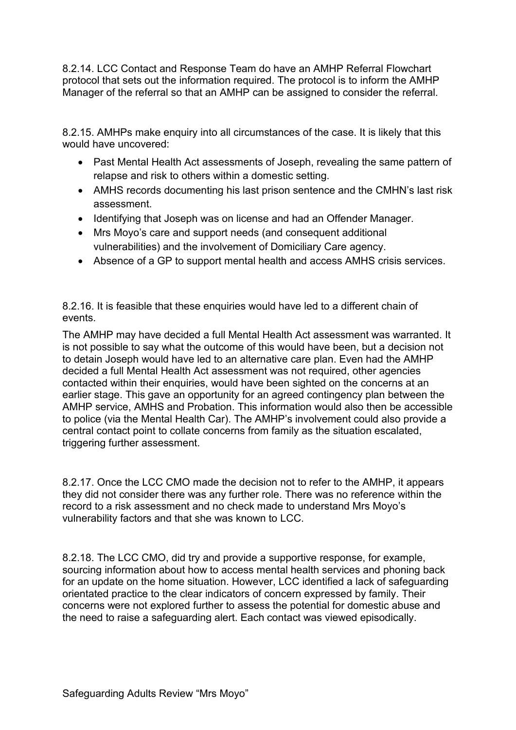8.2.14. LCC Contact and Response Team do have an AMHP Referral Flowchart protocol that sets out the information required. The protocol is to inform the AMHP Manager of the referral so that an AMHP can be assigned to consider the referral.

8.2.15. AMHPs make enquiry into all circumstances of the case. It is likely that this would have uncovered:

- Past Mental Health Act assessments of Joseph, revealing the same pattern of relapse and risk to others within a domestic setting.
- AMHS records documenting his last prison sentence and the CMHN's last risk assessment.
- Identifying that Joseph was on license and had an Offender Manager.
- Mrs Moyo's care and support needs (and consequent additional vulnerabilities) and the involvement of Domiciliary Care agency.
- Absence of a GP to support mental health and access AMHS crisis services.

8.2.16. It is feasible that these enquiries would have led to a different chain of events.

The AMHP may have decided a full Mental Health Act assessment was warranted. It is not possible to say what the outcome of this would have been, but a decision not to detain Joseph would have led to an alternative care plan. Even had the AMHP decided a full Mental Health Act assessment was not required, other agencies contacted within their enquiries, would have been sighted on the concerns at an earlier stage. This gave an opportunity for an agreed contingency plan between the AMHP service, AMHS and Probation. This information would also then be accessible to police (via the Mental Health Car). The AMHP's involvement could also provide a central contact point to collate concerns from family as the situation escalated, triggering further assessment.

8.2.17. Once the LCC CMO made the decision not to refer to the AMHP, it appears they did not consider there was any further role. There was no reference within the record to a risk assessment and no check made to understand Mrs Moyo's vulnerability factors and that she was known to LCC.

8.2.18. The LCC CMO, did try and provide a supportive response, for example, sourcing information about how to access mental health services and phoning back for an update on the home situation. However, LCC identified a lack of safeguarding orientated practice to the clear indicators of concern expressed by family. Their concerns were not explored further to assess the potential for domestic abuse and the need to raise a safeguarding alert. Each contact was viewed episodically.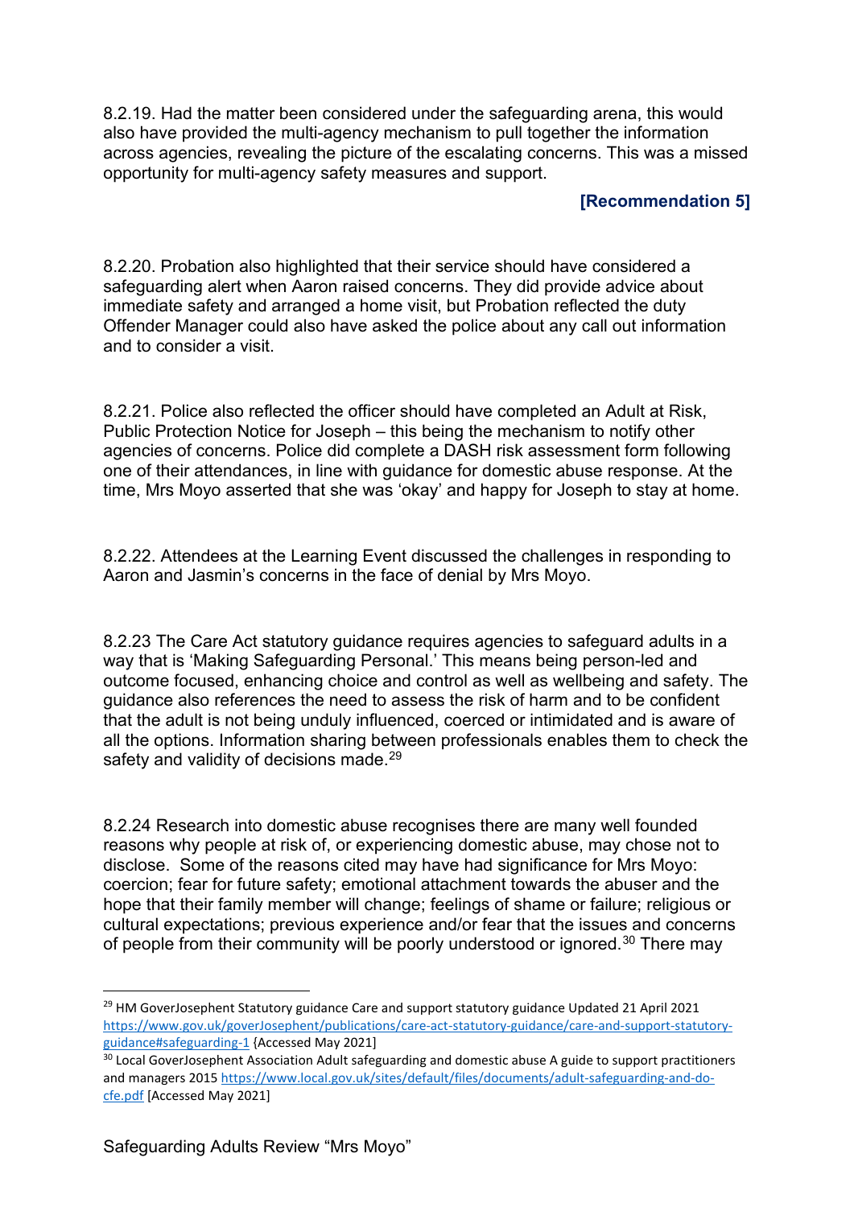8.2.19. Had the matter been considered under the safeguarding arena, this would also have provided the multi-agency mechanism to pull together the information across agencies, revealing the picture of the escalating concerns. This was a missed opportunity for multi-agency safety measures and support.

**[Recommendation 5]**

8.2.20. Probation also highlighted that their service should have considered a safeguarding alert when Aaron raised concerns. They did provide advice about immediate safety and arranged a home visit, but Probation reflected the duty Offender Manager could also have asked the police about any call out information and to consider a visit.

8.2.21. Police also reflected the officer should have completed an Adult at Risk, Public Protection Notice for Joseph – this being the mechanism to notify other agencies of concerns. Police did complete a DASH risk assessment form following one of their attendances, in line with guidance for domestic abuse response. At the time, Mrs Moyo asserted that she was 'okay' and happy for Joseph to stay at home.

8.2.22. Attendees at the Learning Event discussed the challenges in responding to Aaron and Jasmin's concerns in the face of denial by Mrs Moyo.

8.2.23 The Care Act statutory guidance requires agencies to safeguard adults in a way that is 'Making Safeguarding Personal.' This means being person-led and outcome focused, enhancing choice and control as well as wellbeing and safety. The guidance also references the need to assess the risk of harm and to be confident that the adult is not being unduly influenced, coerced or intimidated and is aware of all the options. Information sharing between professionals enables them to check the safety and validity of decisions made.[29]

8.2.24 Research into domestic abuse recognises there are many well founded reasons why people at risk of, or experiencing domestic abuse, may chose not to disclose. Some of the reasons cited may have had significance for Mrs Moyo: coercion; fear for future safety; emotional attachment towards the abuser and the hope that their family member will change; feelings of shame or failure; religious or cultural expectations; previous experience and/or fear that the issues and concerns of people from their community will be poorly understood or ignored.[30] There may

---

[29] HM GoverJosephent Statutory guidance Care and support statutory guidance Updated 21 April 2021 https://www.gov.uk/goverJosephent/publications/care-act-statutory-guidance/care-and-support-statutory-guidance#safeguarding-1 {Accessed May 2021]

[30] Local GoverJosephent Association Adult safeguarding and domestic abuse A guide to support practitioners and managers 2015 https://www.local.gov.uk/sites/default/files/documents/adult-safeguarding-and-do-cfe.pdf [Accessed May 2021]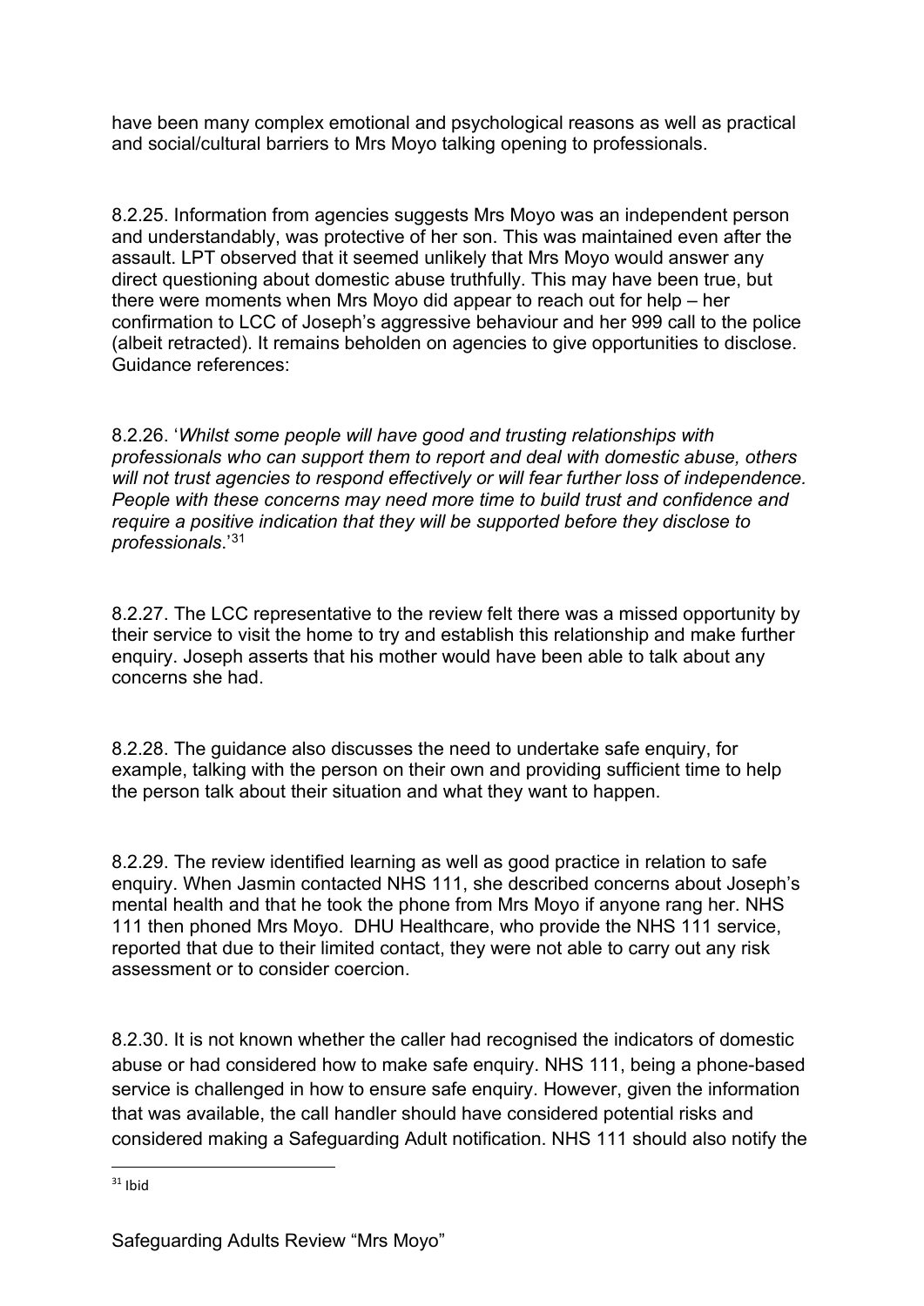have been many complex emotional and psychological reasons as well as practical and social/cultural barriers to Mrs Moyo talking opening to professionals.

8.2.25. Information from agencies suggests Mrs Moyo was an independent person and understandably, was protective of her son. This was maintained even after the assault. LPT observed that it seemed unlikely that Mrs Moyo would answer any direct questioning about domestic abuse truthfully. This may have been true, but there were moments when Mrs Moyo did appear to reach out for help – her confirmation to LCC of Joseph's aggressive behaviour and her 999 call to the police (albeit retracted). It remains beholden on agencies to give opportunities to disclose. Guidance references:

8.2.26. '*Whilst some people will have good and trusting relationships with professionals who can support them to report and deal with domestic abuse, others will not trust agencies to respond effectively or will fear further loss of independence. People with these concerns may need more time to build trust and confidence and require a positive indication that they will be supported before they disclose to professionals*.'[31]

8.2.27. The LCC representative to the review felt there was a missed opportunity by their service to visit the home to try and establish this relationship and make further enquiry. Joseph asserts that his mother would have been able to talk about any concerns she had.

8.2.28. The guidance also discusses the need to undertake safe enquiry, for example, talking with the person on their own and providing sufficient time to help the person talk about their situation and what they want to happen.

8.2.29. The review identified learning as well as good practice in relation to safe enquiry. When Jasmin contacted NHS 111, she described concerns about Joseph's mental health and that he took the phone from Mrs Moyo if anyone rang her. NHS 111 then phoned Mrs Moyo. DHU Healthcare, who provide the NHS 111 service, reported that due to their limited contact, they were not able to carry out any risk assessment or to consider coercion.

8.2.30. It is not known whether the caller had recognised the indicators of domestic abuse or had considered how to make safe enquiry. NHS 111, being a phone-based service is challenged in how to ensure safe enquiry. However, given the information that was available, the call handler should have considered potential risks and considered making a Safeguarding Adult notification. NHS 111 should also notify the

[31] Ibid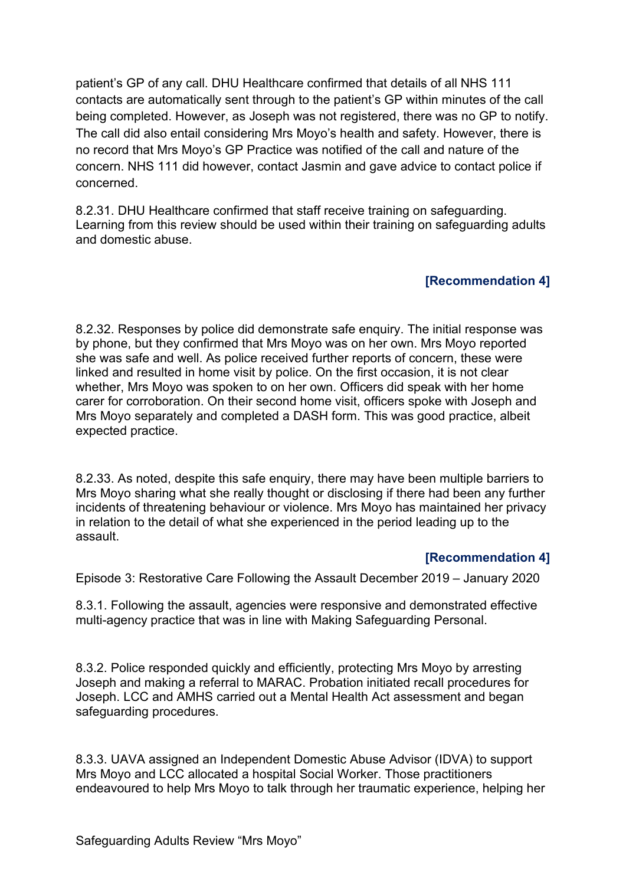patient's GP of any call. DHU Healthcare confirmed that details of all NHS 111 contacts are automatically sent through to the patient's GP within minutes of the call being completed. However, as Joseph was not registered, there was no GP to notify. The call did also entail considering Mrs Moyo's health and safety. However, there is no record that Mrs Moyo's GP Practice was notified of the call and nature of the concern. NHS 111 did however, contact Jasmin and gave advice to contact police if concerned.

8.2.31. DHU Healthcare confirmed that staff receive training on safeguarding. Learning from this review should be used within their training on safeguarding adults and domestic abuse.

**[Recommendation 4]**

8.2.32. Responses by police did demonstrate safe enquiry. The initial response was by phone, but they confirmed that Mrs Moyo was on her own. Mrs Moyo reported she was safe and well. As police received further reports of concern, these were linked and resulted in home visit by police. On the first occasion, it is not clear whether, Mrs Moyo was spoken to on her own. Officers did speak with her home carer for corroboration. On their second home visit, officers spoke with Joseph and Mrs Moyo separately and completed a DASH form. This was good practice, albeit expected practice.

8.2.33. As noted, despite this safe enquiry, there may have been multiple barriers to Mrs Moyo sharing what she really thought or disclosing if there had been any further incidents of threatening behaviour or violence. Mrs Moyo has maintained her privacy in relation to the detail of what she experienced in the period leading up to the assault.

**[Recommendation 4]**

Episode 3: Restorative Care Following the Assault December 2019 – January 2020

8.3.1. Following the assault, agencies were responsive and demonstrated effective multi-agency practice that was in line with Making Safeguarding Personal.

8.3.2. Police responded quickly and efficiently, protecting Mrs Moyo by arresting Joseph and making a referral to MARAC. Probation initiated recall procedures for Joseph. LCC and AMHS carried out a Mental Health Act assessment and began safeguarding procedures.

8.3.3. UAVA assigned an Independent Domestic Abuse Advisor (IDVA) to support Mrs Moyo and LCC allocated a hospital Social Worker. Those practitioners endeavoured to help Mrs Moyo to talk through her traumatic experience, helping her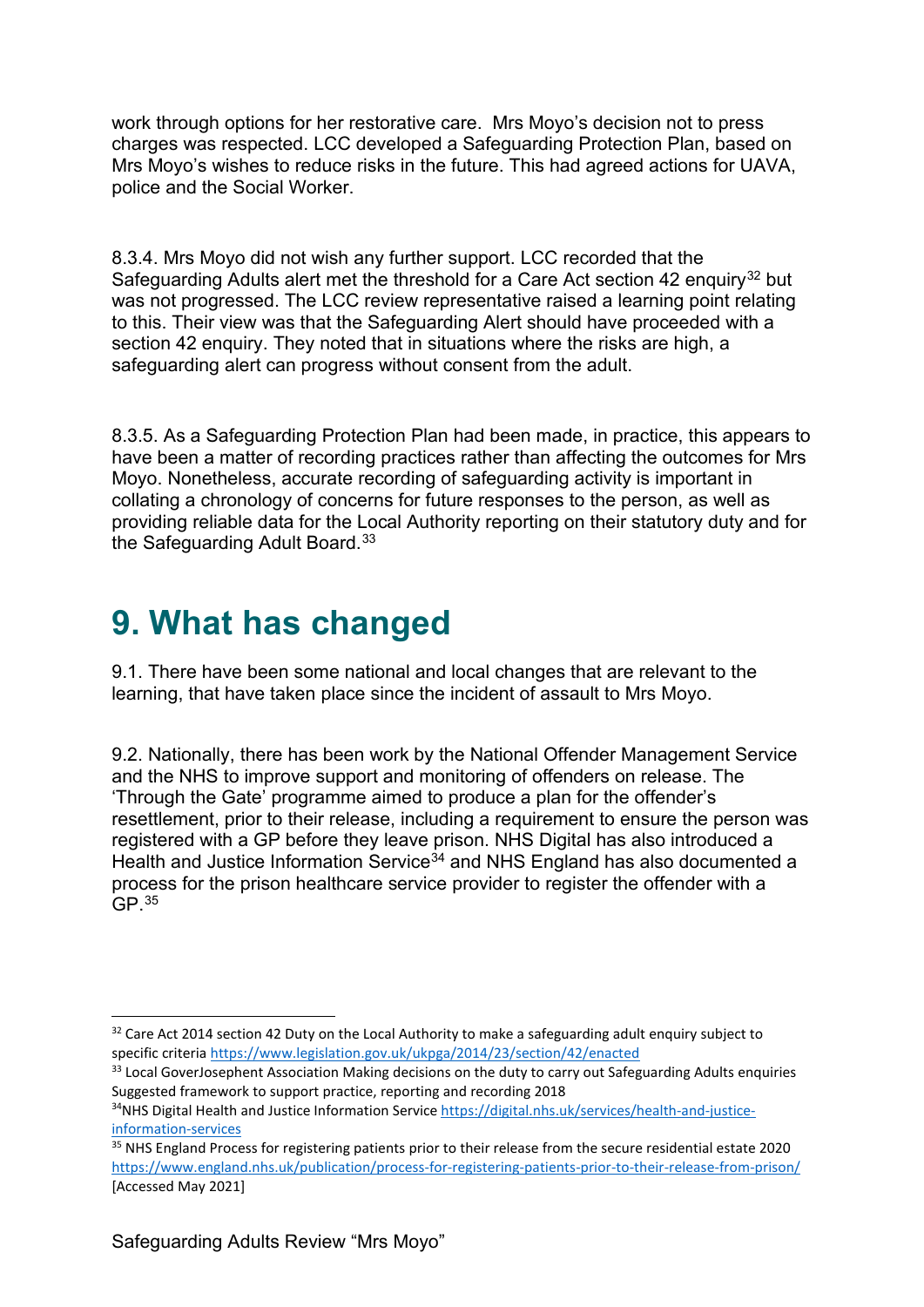work through options for her restorative care. Mrs Moyo's decision not to press charges was respected. LCC developed a Safeguarding Protection Plan, based on Mrs Moyo's wishes to reduce risks in the future. This had agreed actions for UAVA, police and the Social Worker.

8.3.4. Mrs Moyo did not wish any further support. LCC recorded that the Safeguarding Adults alert met the threshold for a Care Act section 42 enquiry[32] but was not progressed. The LCC review representative raised a learning point relating to this. Their view was that the Safeguarding Alert should have proceeded with a section 42 enquiry. They noted that in situations where the risks are high, a safeguarding alert can progress without consent from the adult.

8.3.5. As a Safeguarding Protection Plan had been made, in practice, this appears to have been a matter of recording practices rather than affecting the outcomes for Mrs Moyo. Nonetheless, accurate recording of safeguarding activity is important in collating a chronology of concerns for future responses to the person, as well as providing reliable data for the Local Authority reporting on their statutory duty and for the Safeguarding Adult Board.[33]

# 9. What has changed

9.1. There have been some national and local changes that are relevant to the learning, that have taken place since the incident of assault to Mrs Moyo.

9.2. Nationally, there has been work by the National Offender Management Service and the NHS to improve support and monitoring of offenders on release. The 'Through the Gate' programme aimed to produce a plan for the offender's resettlement, prior to their release, including a requirement to ensure the person was registered with a GP before they leave prison. NHS Digital has also introduced a Health and Justice Information Service[34] and NHS England has also documented a process for the prison healthcare service provider to register the offender with a GP.[35]

---

[32] Care Act 2014 section 42 Duty on the Local Authority to make a safeguarding adult enquiry subject to specific criteria https://www.legislation.gov.uk/ukpga/2014/23/section/42/enacted

[33] Local GoverJosephent Association Making decisions on the duty to carry out Safeguarding Adults enquiries Suggested framework to support practice, reporting and recording 2018

[34] NHS Digital Health and Justice Information Service https://digital.nhs.uk/services/health-and-justice-information-services

[35] NHS England Process for registering patients prior to their release from the secure residential estate 2020 https://www.england.nhs.uk/publication/process-for-registering-patients-prior-to-their-release-from-prison/ [Accessed May 2021]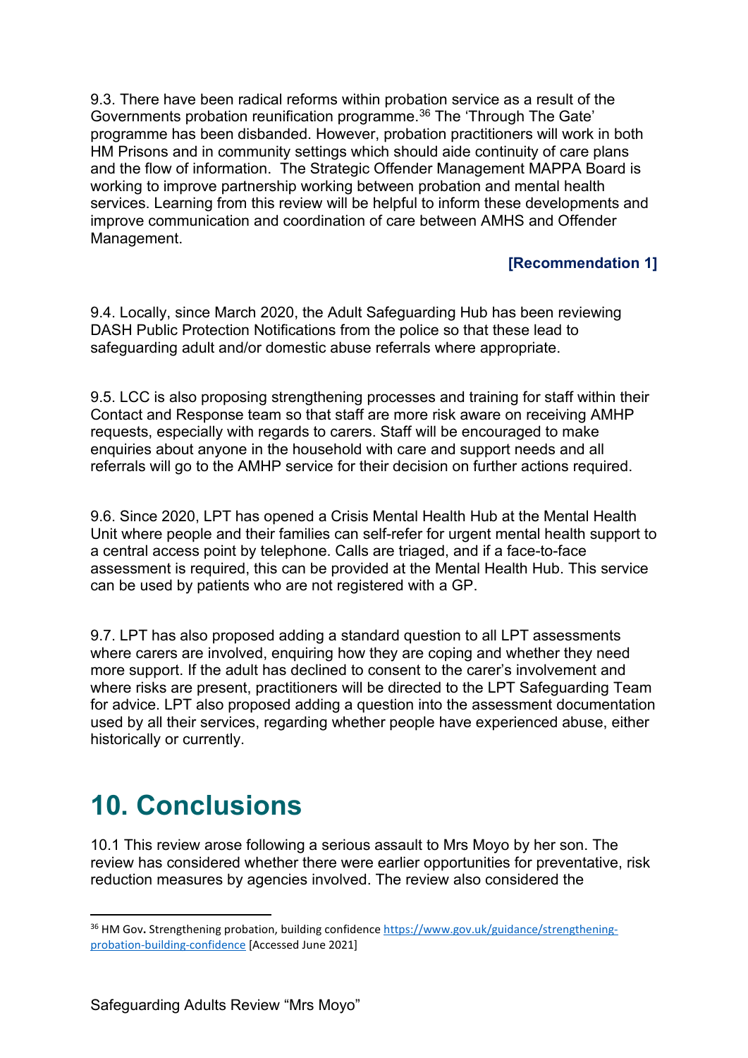9.3. There have been radical reforms within probation service as a result of the Governments probation reunification programme.[36] The 'Through The Gate' programme has been disbanded. However, probation practitioners will work in both HM Prisons and in community settings which should aide continuity of care plans and the flow of information. The Strategic Offender Management MAPPA Board is working to improve partnership working between probation and mental health services. Learning from this review will be helpful to inform these developments and improve communication and coordination of care between AMHS and Offender Management.

**[Recommendation 1]**

9.4. Locally, since March 2020, the Adult Safeguarding Hub has been reviewing DASH Public Protection Notifications from the police so that these lead to safeguarding adult and/or domestic abuse referrals where appropriate.

9.5. LCC is also proposing strengthening processes and training for staff within their Contact and Response team so that staff are more risk aware on receiving AMHP requests, especially with regards to carers. Staff will be encouraged to make enquiries about anyone in the household with care and support needs and all referrals will go to the AMHP service for their decision on further actions required.

9.6. Since 2020, LPT has opened a Crisis Mental Health Hub at the Mental Health Unit where people and their families can self-refer for urgent mental health support to a central access point by telephone. Calls are triaged, and if a face-to-face assessment is required, this can be provided at the Mental Health Hub. This service can be used by patients who are not registered with a GP.

9.7. LPT has also proposed adding a standard question to all LPT assessments where carers are involved, enquiring how they are coping and whether they need more support. If the adult has declined to consent to the carer's involvement and where risks are present, practitioners will be directed to the LPT Safeguarding Team for advice. LPT also proposed adding a question into the assessment documentation used by all their services, regarding whether people have experienced abuse, either historically or currently.

# 10. Conclusions

10.1 This review arose following a serious assault to Mrs Moyo by her son. The review has considered whether there were earlier opportunities for preventative, risk reduction measures by agencies involved. The review also considered the

[36] HM Gov. Strengthening probation, building confidence https://www.gov.uk/guidance/strengthening-probation-building-confidence [Accessed June 2021]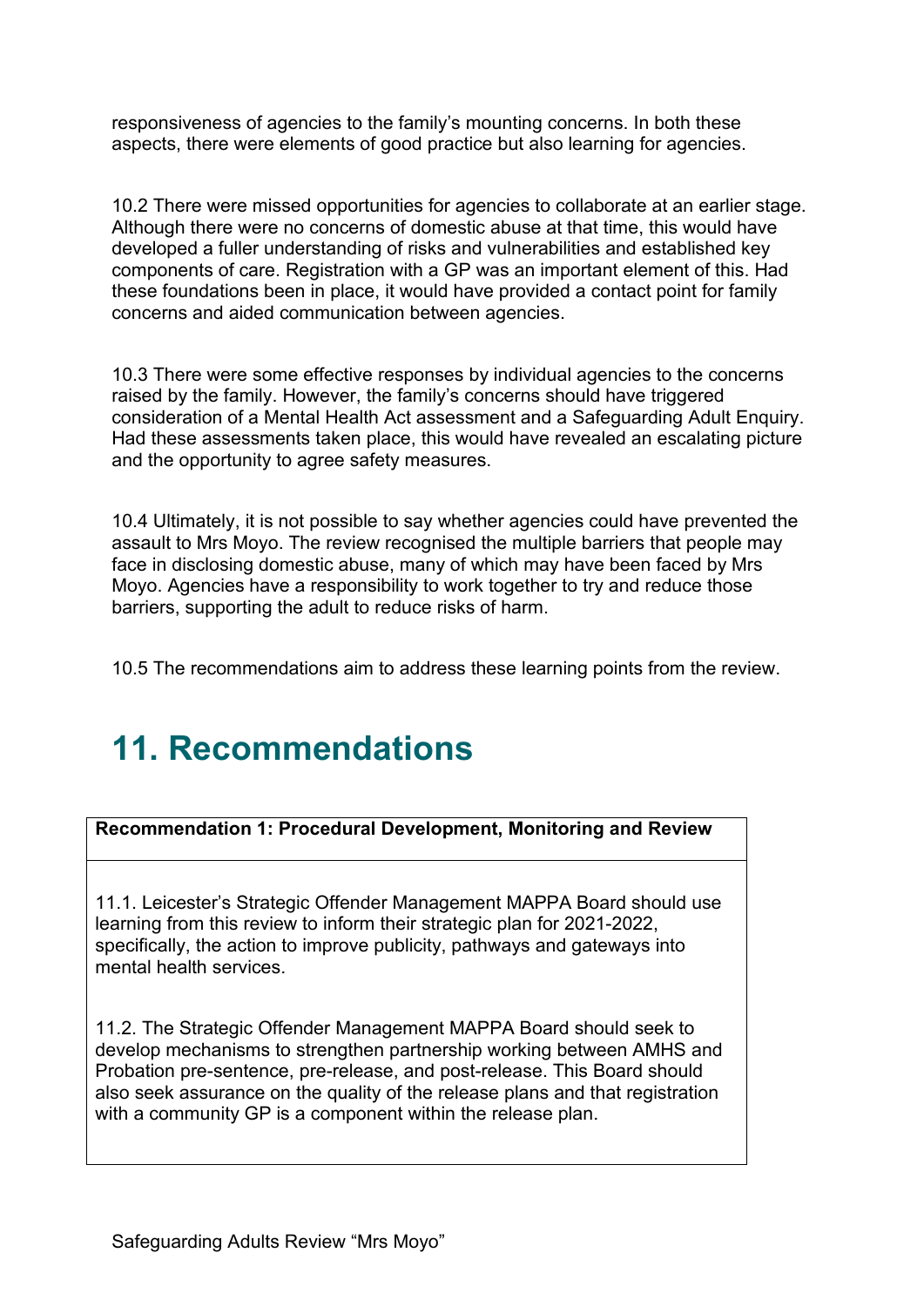responsiveness of agencies to the family's mounting concerns. In both these aspects, there were elements of good practice but also learning for agencies.

10.2 There were missed opportunities for agencies to collaborate at an earlier stage. Although there were no concerns of domestic abuse at that time, this would have developed a fuller understanding of risks and vulnerabilities and established key components of care. Registration with a GP was an important element of this. Had these foundations been in place, it would have provided a contact point for family concerns and aided communication between agencies.

10.3 There were some effective responses by individual agencies to the concerns raised by the family. However, the family's concerns should have triggered consideration of a Mental Health Act assessment and a Safeguarding Adult Enquiry. Had these assessments taken place, this would have revealed an escalating picture and the opportunity to agree safety measures.

10.4 Ultimately, it is not possible to say whether agencies could have prevented the assault to Mrs Moyo. The review recognised the multiple barriers that people may face in disclosing domestic abuse, many of which may have been faced by Mrs Moyo. Agencies have a responsibility to work together to try and reduce those barriers, supporting the adult to reduce risks of harm.

10.5 The recommendations aim to address these learning points from the review.

# 11. Recommendations

| **Recommendation 1: Procedural Development, Monitoring and Review** |
|---|
| 11.1. Leicester's Strategic Offender Management MAPPA Board should use learning from this review to inform their strategic plan for 2021-2022, specifically, the action to improve publicity, pathways and gateways into mental health services.<br><br>11.2. The Strategic Offender Management MAPPA Board should seek to develop mechanisms to strengthen partnership working between AMHS and Probation pre-sentence, pre-release, and post-release. This Board should also seek assurance on the quality of the release plans and that registration with a community GP is a component within the release plan. |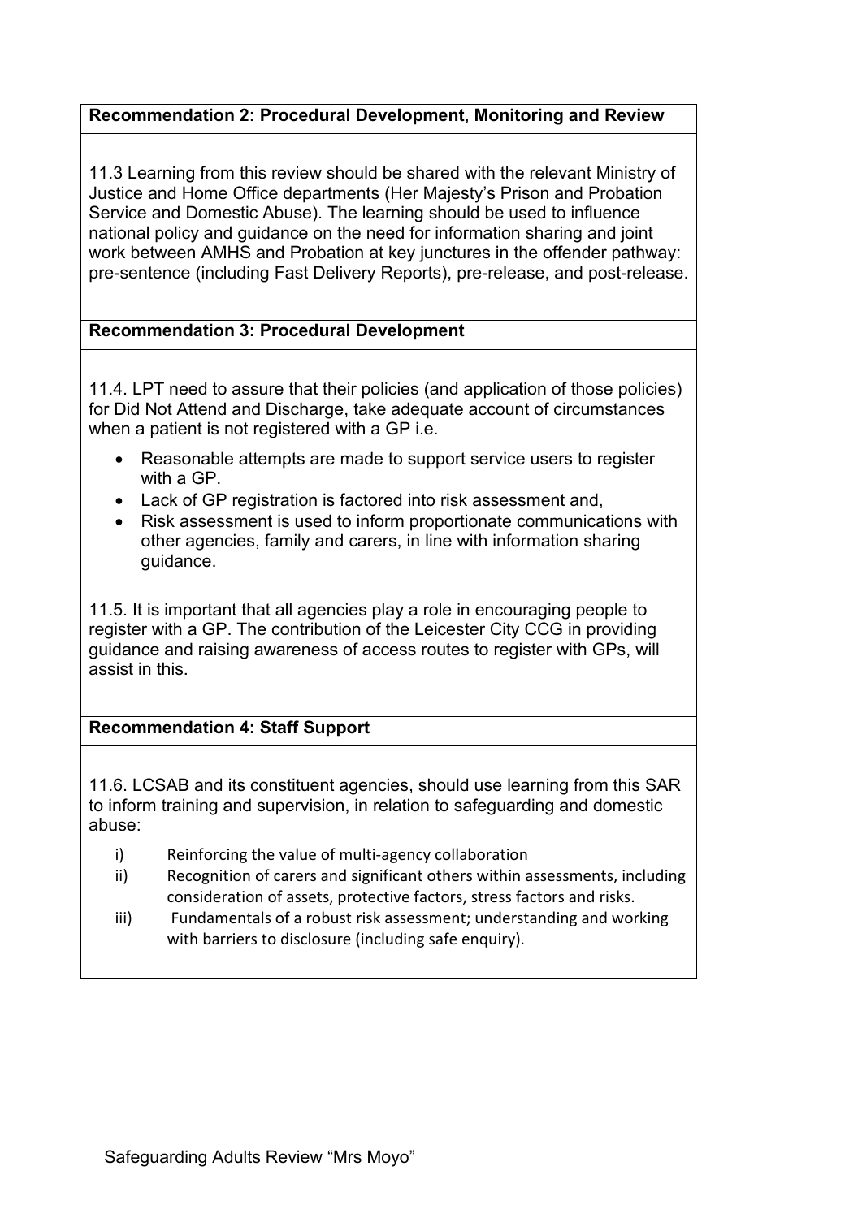**Recommendation 2: Procedural Development, Monitoring and Review**

11.3 Learning from this review should be shared with the relevant Ministry of Justice and Home Office departments (Her Majesty's Prison and Probation Service and Domestic Abuse). The learning should be used to influence national policy and guidance on the need for information sharing and joint work between AMHS and Probation at key junctures in the offender pathway: pre-sentence (including Fast Delivery Reports), pre-release, and post-release.

**Recommendation 3: Procedural Development**

11.4. LPT need to assure that their policies (and application of those policies) for Did Not Attend and Discharge, take adequate account of circumstances when a patient is not registered with a GP i.e.

- Reasonable attempts are made to support service users to register with a GP.
- Lack of GP registration is factored into risk assessment and,
- Risk assessment is used to inform proportionate communications with other agencies, family and carers, in line with information sharing guidance.

11.5. It is important that all agencies play a role in encouraging people to register with a GP. The contribution of the Leicester City CCG in providing guidance and raising awareness of access routes to register with GPs, will assist in this.

**Recommendation 4: Staff Support**

11.6. LCSAB and its constituent agencies, should use learning from this SAR to inform training and supervision, in relation to safeguarding and domestic abuse:

i) Reinforcing the value of multi-agency collaboration
ii) Recognition of carers and significant others within assessments, including consideration of assets, protective factors, stress factors and risks.
iii) Fundamentals of a robust risk assessment; understanding and working with barriers to disclosure (including safe enquiry).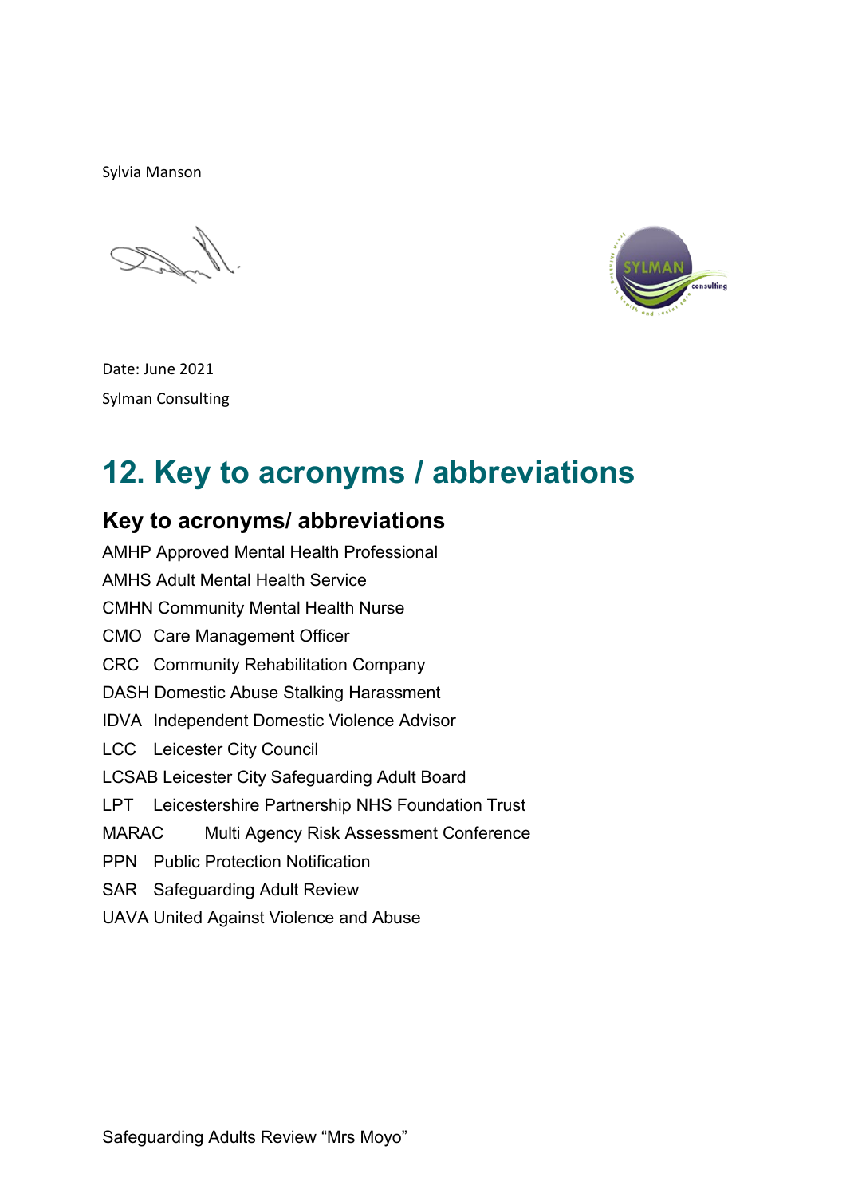Sylvia Manson

Date: June 2021

Sylman Consulting

# 12. Key to acronyms / abbreviations

## Key to acronyms/ abbreviations

AMHP Approved Mental Health Professional

AMHS Adult Mental Health Service

CMHN Community Mental Health Nurse

CMO Care Management Officer

CRC Community Rehabilitation Company

DASH Domestic Abuse Stalking Harassment

IDVA Independent Domestic Violence Advisor

LCC Leicester City Council

LCSAB Leicester City Safeguarding Adult Board

LPT Leicestershire Partnership NHS Foundation Trust

MARAC Multi Agency Risk Assessment Conference

PPN Public Protection Notification

SAR Safeguarding Adult Review

UAVA United Against Violence and Abuse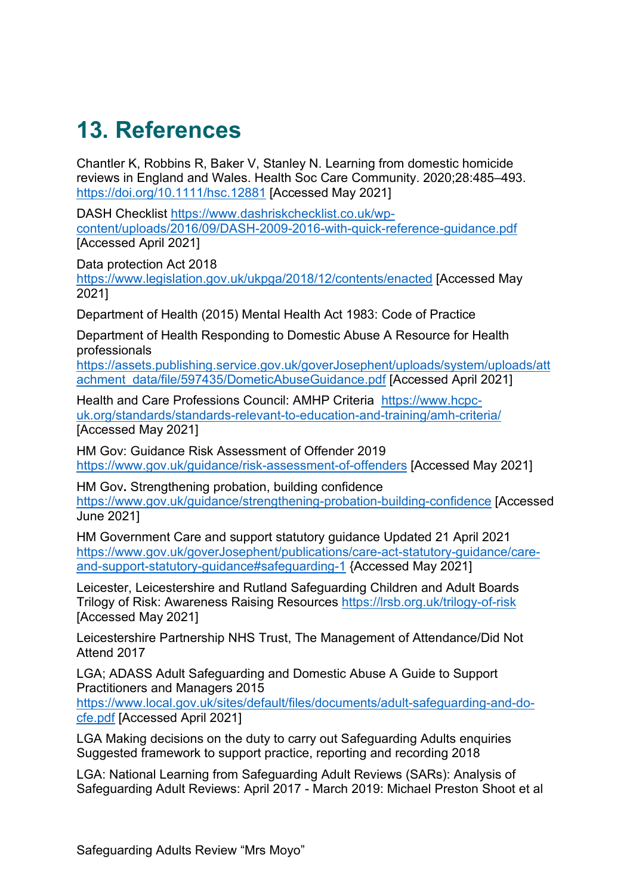# 13. References

Chantler K, Robbins R, Baker V, Stanley N. Learning from domestic homicide reviews in England and Wales. Health Soc Care Community. 2020;28:485–493. https://doi.org/10.1111/hsc.12881 [Accessed May 2021]

DASH Checklist https://www.dashriskchecklist.co.uk/wp-content/uploads/2016/09/DASH-2009-2016-with-quick-reference-guidance.pdf [Accessed April 2021]

Data protection Act 2018 https://www.legislation.gov.uk/ukpga/2018/12/contents/enacted [Accessed May 2021]

Department of Health (2015) Mental Health Act 1983: Code of Practice

Department of Health Responding to Domestic Abuse A Resource for Health professionals https://assets.publishing.service.gov.uk/goverJosephent/uploads/system/uploads/attachment_data/file/597435/DometicAbuseGuidance.pdf [Accessed April 2021]

Health and Care Professions Council: AMHP Criteria https://www.hcpc-uk.org/standards/standards-relevant-to-education-and-training/amh-criteria/ [Accessed May 2021]

HM Gov: Guidance Risk Assessment of Offender 2019 https://www.gov.uk/guidance/risk-assessment-of-offenders [Accessed May 2021]

HM Gov**.** Strengthening probation, building confidence https://www.gov.uk/guidance/strengthening-probation-building-confidence [Accessed June 2021]

HM Government Care and support statutory guidance Updated 21 April 2021 https://www.gov.uk/goverJosephent/publications/care-act-statutory-guidance/care-and-support-statutory-guidance#safeguarding-1 {Accessed May 2021]

Leicester, Leicestershire and Rutland Safeguarding Children and Adult Boards Trilogy of Risk: Awareness Raising Resources https://lrsb.org.uk/trilogy-of-risk [Accessed May 2021]

Leicestershire Partnership NHS Trust, The Management of Attendance/Did Not Attend 2017

LGA; ADASS Adult Safeguarding and Domestic Abuse A Guide to Support Practitioners and Managers 2015 https://www.local.gov.uk/sites/default/files/documents/adult-safeguarding-and-do-cfe.pdf [Accessed April 2021]

LGA Making decisions on the duty to carry out Safeguarding Adults enquiries Suggested framework to support practice, reporting and recording 2018

LGA: National Learning from Safeguarding Adult Reviews (SARs): Analysis of Safeguarding Adult Reviews: April 2017 - March 2019: Michael Preston Shoot et al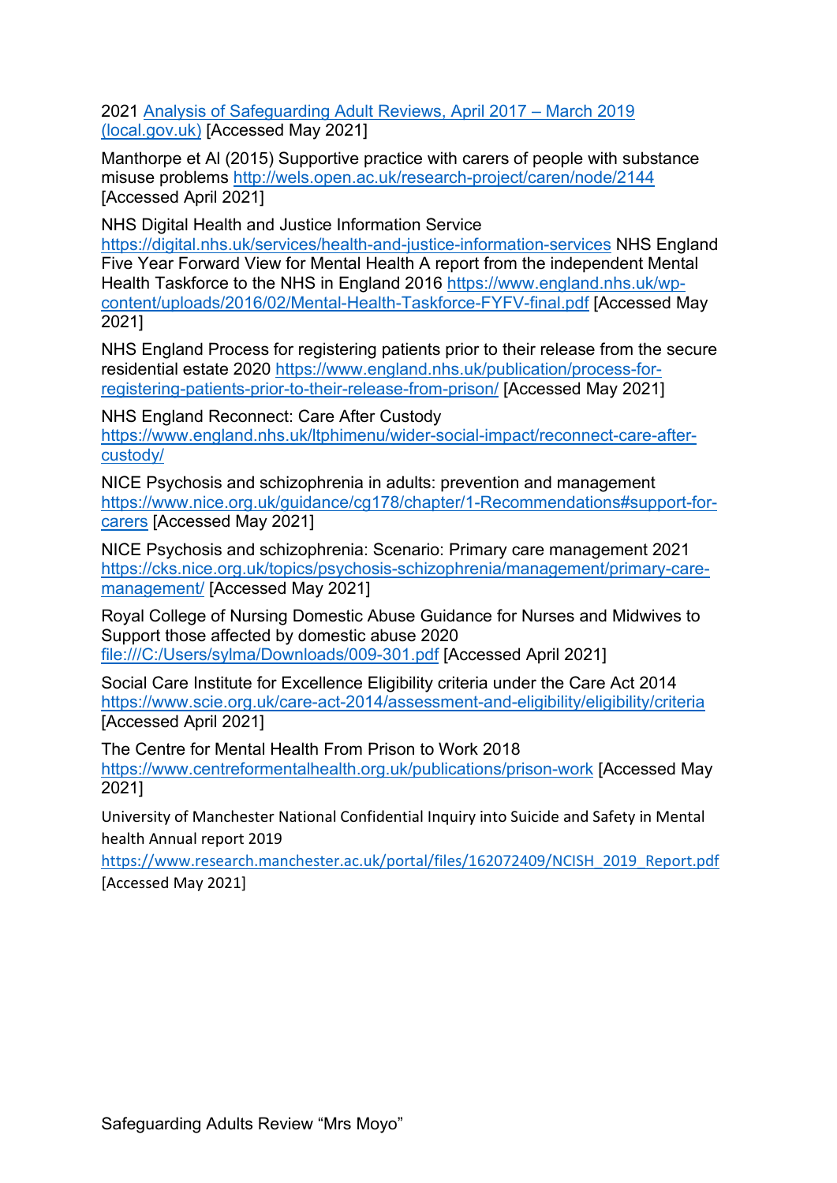2021 [Analysis of Safeguarding Adult Reviews, April 2017 – March 2019 (local.gov.uk)] [Accessed May 2021]

Manthorpe et Al (2015) Supportive practice with carers of people with substance misuse problems http://wels.open.ac.uk/research-project/caren/node/2144 [Accessed April 2021]

NHS Digital Health and Justice Information Service https://digital.nhs.uk/services/health-and-justice-information-services NHS England Five Year Forward View for Mental Health A report from the independent Mental Health Taskforce to the NHS in England 2016 https://www.england.nhs.uk/wp-content/uploads/2016/02/Mental-Health-Taskforce-FYFV-final.pdf [Accessed May 2021]

NHS England Process for registering patients prior to their release from the secure residential estate 2020 https://www.england.nhs.uk/publication/process-for-registering-patients-prior-to-their-release-from-prison/ [Accessed May 2021]

NHS England Reconnect: Care After Custody https://www.england.nhs.uk/ltphimenu/wider-social-impact/reconnect-care-after-custody/

NICE Psychosis and schizophrenia in adults: prevention and management https://www.nice.org.uk/guidance/cg178/chapter/1-Recommendations#support-for-carers [Accessed May 2021]

NICE Psychosis and schizophrenia: Scenario: Primary care management 2021 https://cks.nice.org.uk/topics/psychosis-schizophrenia/management/primary-care-management/ [Accessed May 2021]

Royal College of Nursing Domestic Abuse Guidance for Nurses and Midwives to Support those affected by domestic abuse 2020 file:///C:/Users/sylma/Downloads/009-301.pdf [Accessed April 2021]

Social Care Institute for Excellence Eligibility criteria under the Care Act 2014 https://www.scie.org.uk/care-act-2014/assessment-and-eligibility/eligibility/criteria [Accessed April 2021]

The Centre for Mental Health From Prison to Work 2018 https://www.centreformentalhealth.org.uk/publications/prison-work [Accessed May 2021]

University of Manchester National Confidential Inquiry into Suicide and Safety in Mental health Annual report 2019 https://www.research.manchester.ac.uk/portal/files/162072409/NCISH_2019_Report.pdf [Accessed May 2021]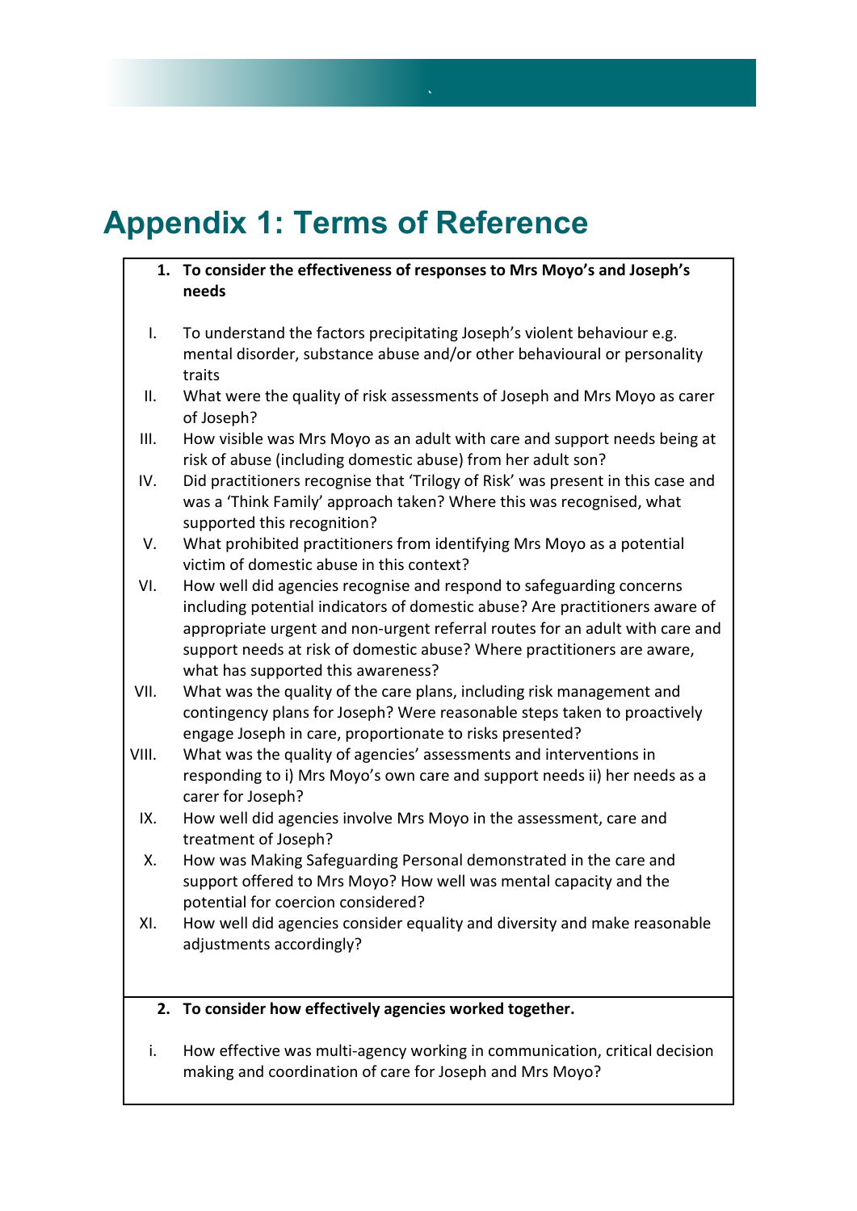# Appendix 1: Terms of Reference

**1. To consider the effectiveness of responses to Mrs Moyo's and Joseph's needs**

I. To understand the factors precipitating Joseph's violent behaviour e.g. mental disorder, substance abuse and/or other behavioural or personality traits

II. What were the quality of risk assessments of Joseph and Mrs Moyo as carer of Joseph?

III. How visible was Mrs Moyo as an adult with care and support needs being at risk of abuse (including domestic abuse) from her adult son?

IV. Did practitioners recognise that 'Trilogy of Risk' was present in this case and was a 'Think Family' approach taken? Where this was recognised, what supported this recognition?

V. What prohibited practitioners from identifying Mrs Moyo as a potential victim of domestic abuse in this context?

VI. How well did agencies recognise and respond to safeguarding concerns including potential indicators of domestic abuse? Are practitioners aware of appropriate urgent and non-urgent referral routes for an adult with care and support needs at risk of domestic abuse? Where practitioners are aware, what has supported this awareness?

VII. What was the quality of the care plans, including risk management and contingency plans for Joseph? Were reasonable steps taken to proactively engage Joseph in care, proportionate to risks presented?

VIII. What was the quality of agencies' assessments and interventions in responding to i) Mrs Moyo's own care and support needs ii) her needs as a carer for Joseph?

IX. How well did agencies involve Mrs Moyo in the assessment, care and treatment of Joseph?

X. How was Making Safeguarding Personal demonstrated in the care and support offered to Mrs Moyo? How well was mental capacity and the potential for coercion considered?

XI. How well did agencies consider equality and diversity and make reasonable adjustments accordingly?

**2. To consider how effectively agencies worked together.**

i. How effective was multi-agency working in communication, critical decision making and coordination of care for Joseph and Mrs Moyo?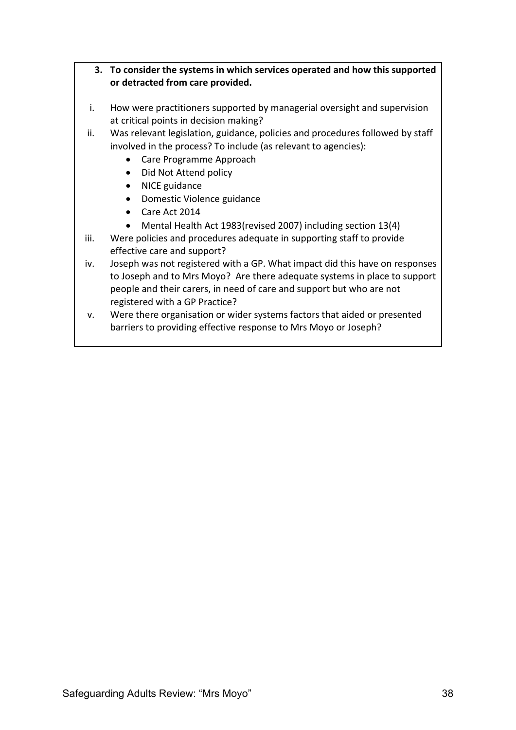**3. To consider the systems in which services operated and how this supported or detracted from care provided.**

i. How were practitioners supported by managerial oversight and supervision at critical points in decision making?

ii. Was relevant legislation, guidance, policies and procedures followed by staff involved in the process? To include (as relevant to agencies):
   - Care Programme Approach
   - Did Not Attend policy
   - NICE guidance
   - Domestic Violence guidance
   - Care Act 2014
   - Mental Health Act 1983(revised 2007) including section 13(4)

iii. Were policies and procedures adequate in supporting staff to provide effective care and support?

iv. Joseph was not registered with a GP. What impact did this have on responses to Joseph and to Mrs Moyo? Are there adequate systems in place to support people and their carers, in need of care and support but who are not registered with a GP Practice?

v. Were there organisation or wider systems factors that aided or presented barriers to providing effective response to Mrs Moyo or Joseph?